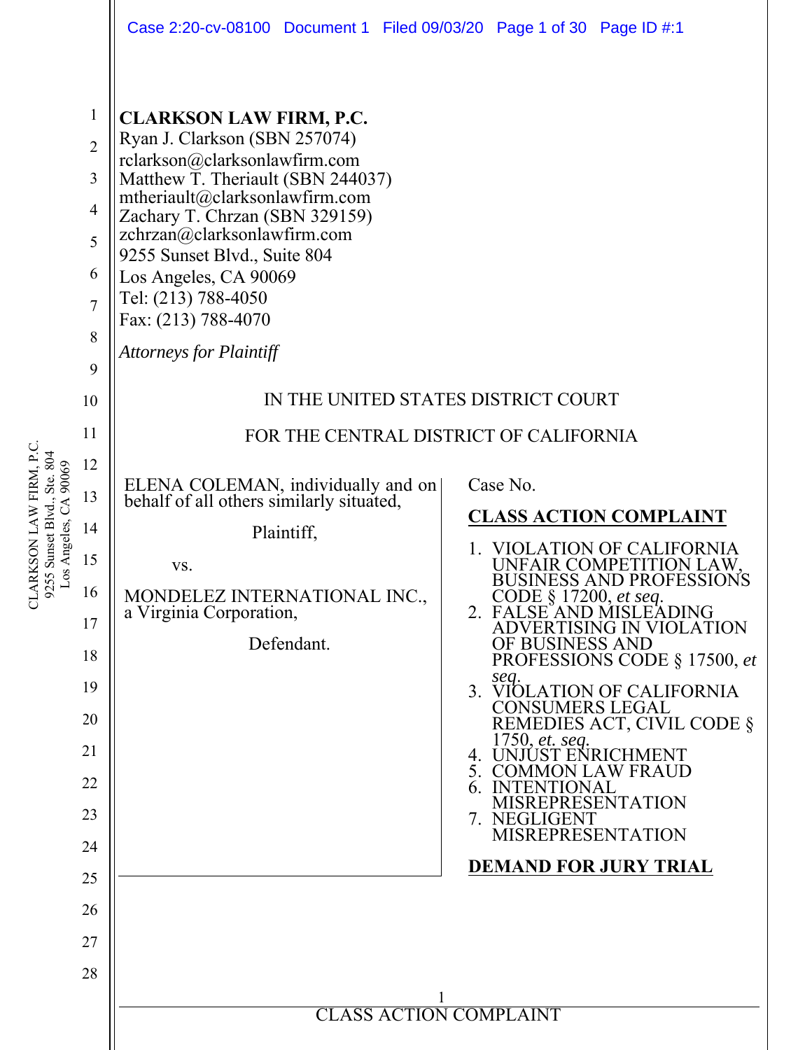**CLARKSON LAW FIRM, P.C.**
Ryan J. Clarkson (SBN 257074)
rclarkson@clarksonlawfirm.com
Matthew T. Theriault (SBN 244037)
mtheriault@clarksonlawfirm.com
Zachary T. Chrzan (SBN 329159)
zchrzan@clarksonlawfirm.com
9255 Sunset Blvd., Suite 804
Los Angeles, CA 90069
Tel: (213) 788-4050
Fax: (213) 788-4070

*Attorneys for Plaintiff*

IN THE UNITED STATES DISTRICT COURT

FOR THE CENTRAL DISTRICT OF CALIFORNIA

ELENA COLEMAN, individually and on behalf of all others similarly situated,

Plaintiff,

vs.

MONDELEZ INTERNATIONAL INC., a Virginia Corporation,

Defendant.

Case No.

**CLASS ACTION COMPLAINT**

1. VIOLATION OF CALIFORNIA UNFAIR COMPETITION LAW, BUSINESS AND PROFESSIONS CODE § 17200, *et seq.*
2. FALSE AND MISLEADING ADVERTISING IN VIOLATION OF BUSINESS AND PROFESSIONS CODE § 17500, *et seq.*
3. VIOLATION OF CALIFORNIA CONSUMERS LEGAL REMEDIES ACT, CIVIL CODE § 1750, *et. seq.*
4. UNJUST ENRICHMENT
5. COMMON LAW FRAUD
6. INTENTIONAL MISREPRESENTATION
7. NEGLIGENT MISREPRESENTATION

**DEMAND FOR JURY TRIAL**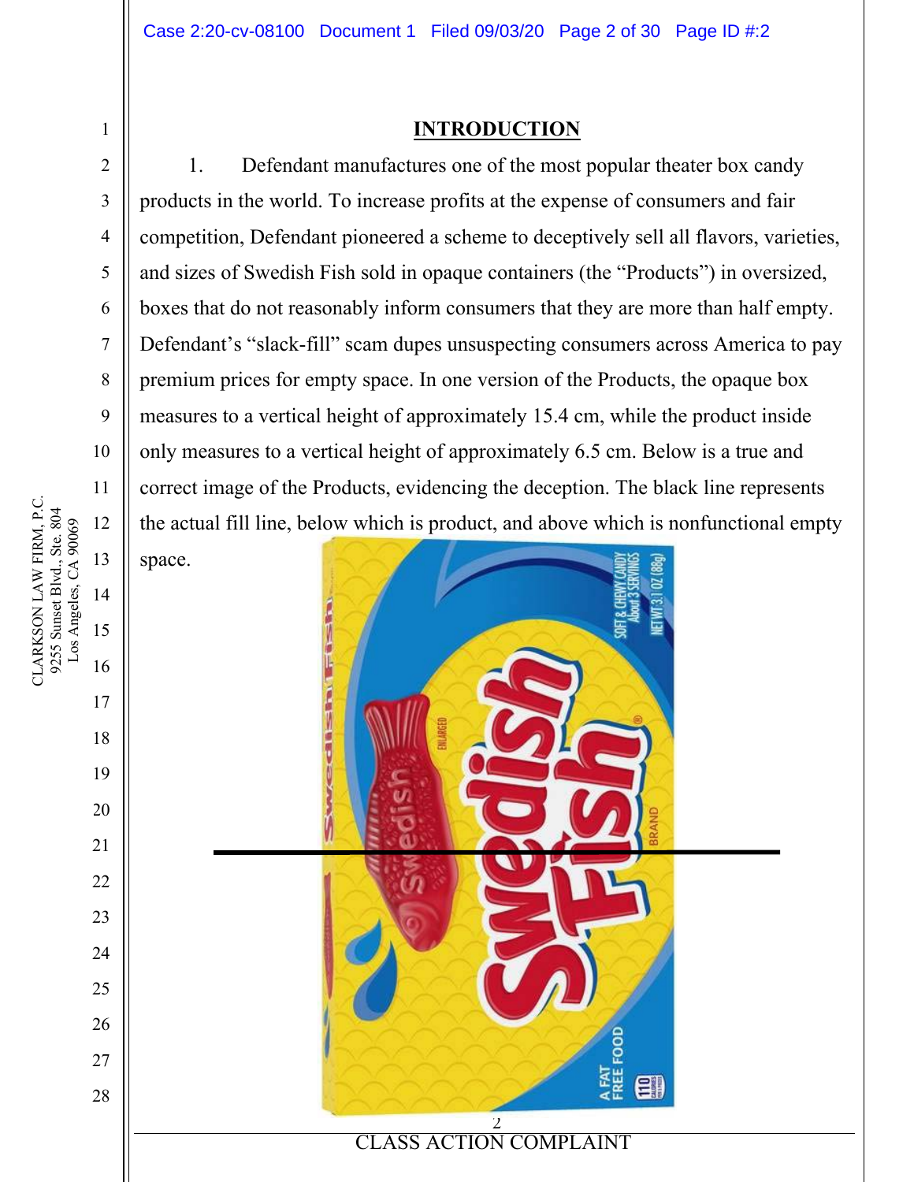## INTRODUCTION

1. Defendant manufactures one of the most popular theater box candy products in the world. To increase profits at the expense of consumers and fair competition, Defendant pioneered a scheme to deceptively sell all flavors, varieties, and sizes of Swedish Fish sold in opaque containers (the "Products") in oversized, boxes that do not reasonably inform consumers that they are more than half empty. Defendant's "slack-fill" scam dupes unsuspecting consumers across America to pay premium prices for empty space. In one version of the Products, the opaque box measures to a vertical height of approximately 15.4 cm, while the product inside only measures to a vertical height of approximately 6.5 cm. Below is a true and correct image of the Products, evidencing the deception. The black line represents the actual fill line, below which is product, and above which is nonfunctional empty space.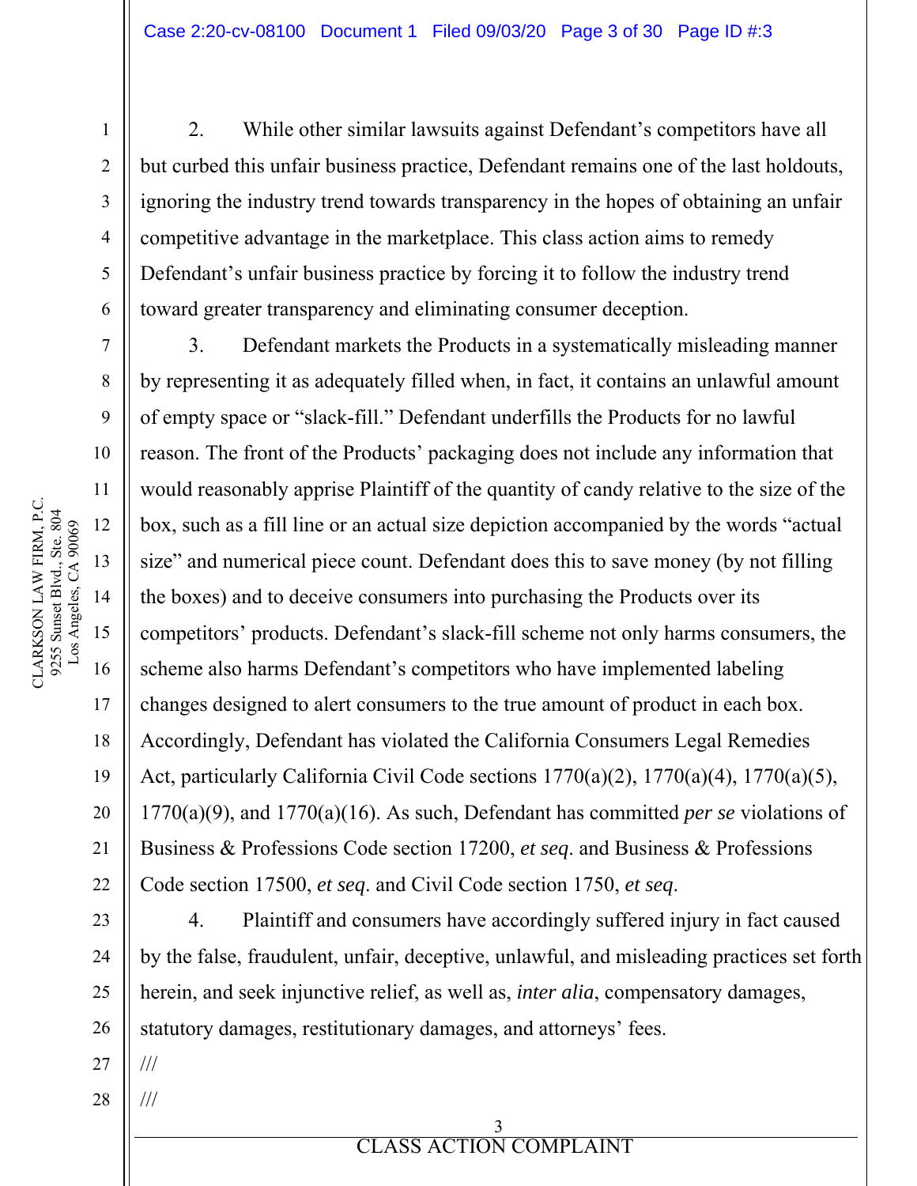2. While other similar lawsuits against Defendant's competitors have all but curbed this unfair business practice, Defendant remains one of the last holdouts, ignoring the industry trend towards transparency in the hopes of obtaining an unfair competitive advantage in the marketplace. This class action aims to remedy Defendant's unfair business practice by forcing it to follow the industry trend toward greater transparency and eliminating consumer deception.

3. Defendant markets the Products in a systematically misleading manner by representing it as adequately filled when, in fact, it contains an unlawful amount of empty space or "slack-fill." Defendant underfills the Products for no lawful reason. The front of the Products' packaging does not include any information that would reasonably apprise Plaintiff of the quantity of candy relative to the size of the box, such as a fill line or an actual size depiction accompanied by the words "actual size" and numerical piece count. Defendant does this to save money (by not filling the boxes) and to deceive consumers into purchasing the Products over its competitors' products. Defendant's slack-fill scheme not only harms consumers, the scheme also harms Defendant's competitors who have implemented labeling changes designed to alert consumers to the true amount of product in each box. Accordingly, Defendant has violated the California Consumers Legal Remedies Act, particularly California Civil Code sections 1770(a)(2), 1770(a)(4), 1770(a)(5), 1770(a)(9), and 1770(a)(16). As such, Defendant has committed *per se* violations of Business & Professions Code section 17200, *et seq*. and Business & Professions Code section 17500, *et seq*. and Civil Code section 1750, *et seq*.

4. Plaintiff and consumers have accordingly suffered injury in fact caused by the false, fraudulent, unfair, deceptive, unlawful, and misleading practices set forth herein, and seek injunctive relief, as well as, *inter alia*, compensatory damages, statutory damages, restitutionary damages, and attorneys' fees.

///

///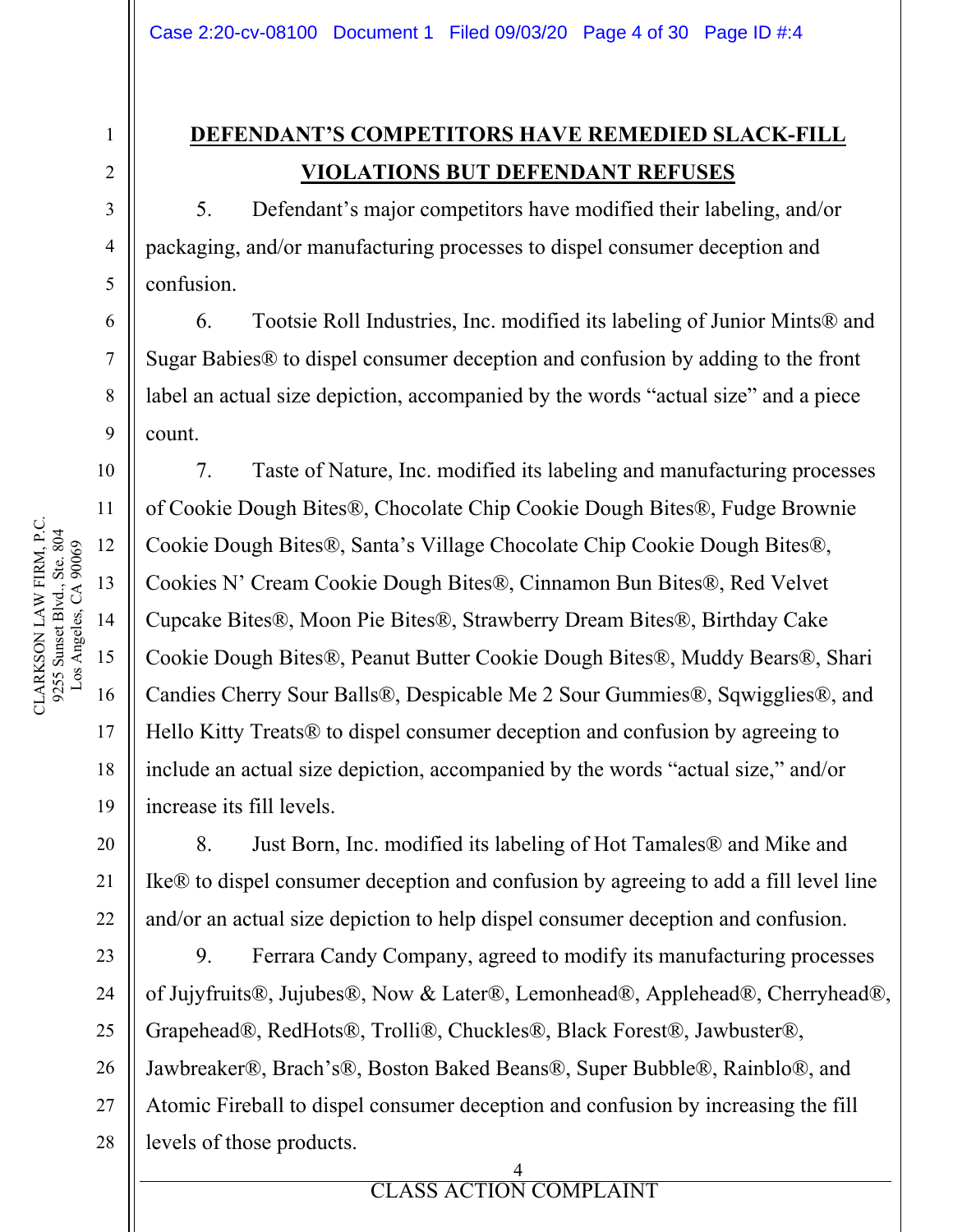## DEFENDANT'S COMPETITORS HAVE REMEDIED SLACK-FILL VIOLATIONS BUT DEFENDANT REFUSES

5. Defendant's major competitors have modified their labeling, and/or packaging, and/or manufacturing processes to dispel consumer deception and confusion.

6. Tootsie Roll Industries, Inc. modified its labeling of Junior Mints® and Sugar Babies® to dispel consumer deception and confusion by adding to the front label an actual size depiction, accompanied by the words "actual size" and a piece count.

7. Taste of Nature, Inc. modified its labeling and manufacturing processes of Cookie Dough Bites®, Chocolate Chip Cookie Dough Bites®, Fudge Brownie Cookie Dough Bites®, Santa's Village Chocolate Chip Cookie Dough Bites®, Cookies N' Cream Cookie Dough Bites®, Cinnamon Bun Bites®, Red Velvet Cupcake Bites®, Moon Pie Bites®, Strawberry Dream Bites®, Birthday Cake Cookie Dough Bites®, Peanut Butter Cookie Dough Bites®, Muddy Bears®, Shari Candies Cherry Sour Balls®, Despicable Me 2 Sour Gummies®, Sqwigglies®, and Hello Kitty Treats® to dispel consumer deception and confusion by agreeing to include an actual size depiction, accompanied by the words "actual size," and/or increase its fill levels.

8. Just Born, Inc. modified its labeling of Hot Tamales® and Mike and Ike® to dispel consumer deception and confusion by agreeing to add a fill level line and/or an actual size depiction to help dispel consumer deception and confusion.

9. Ferrara Candy Company, agreed to modify its manufacturing processes of Jujyfruits®, Jujubes®, Now & Later®, Lemonhead®, Applehead®, Cherryhead®, Grapehead®, RedHots®, Trolli®, Chuckles®, Black Forest®, Jawbuster®, Jawbreaker®, Brach's®, Boston Baked Beans®, Super Bubble®, Rainblo®, and Atomic Fireball to dispel consumer deception and confusion by increasing the fill levels of those products.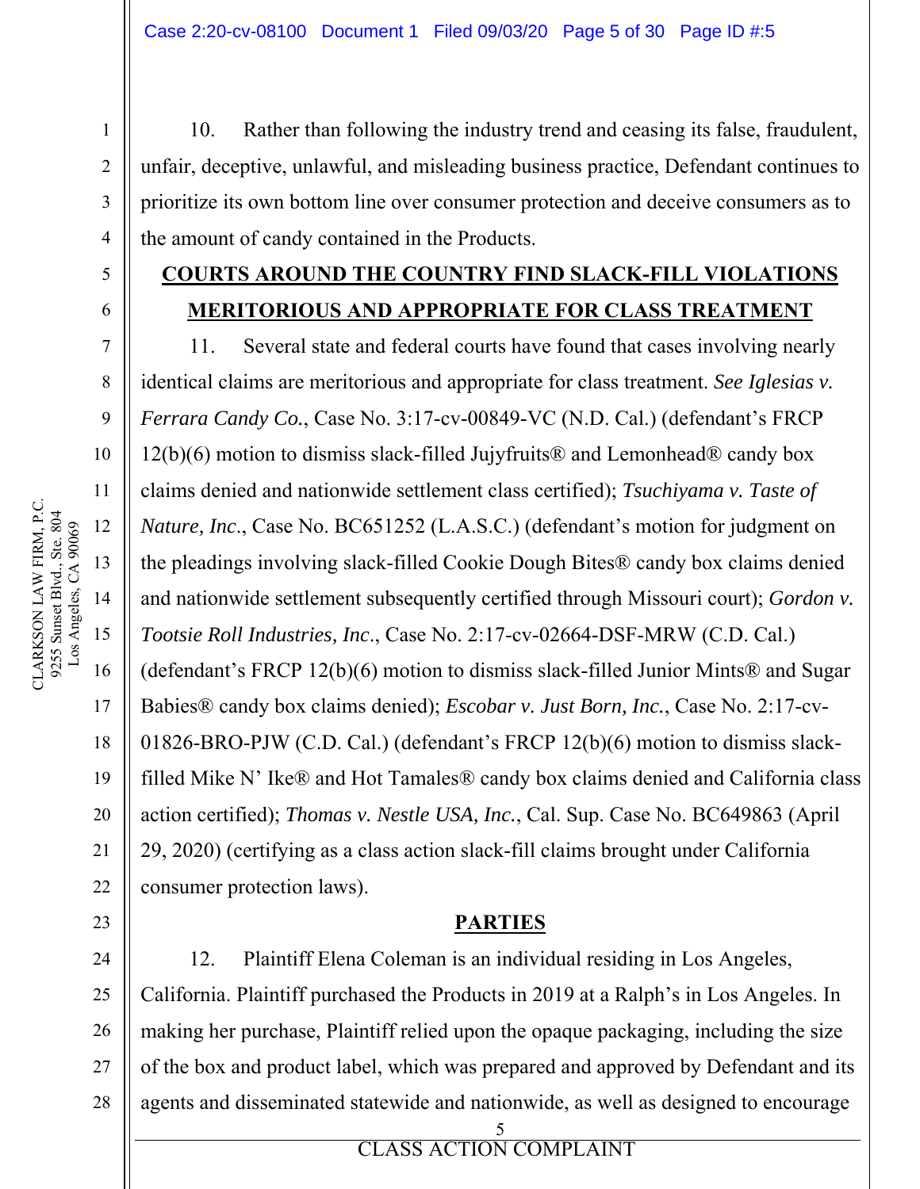10. Rather than following the industry trend and ceasing its false, fraudulent, unfair, deceptive, unlawful, and misleading business practice, Defendant continues to prioritize its own bottom line over consumer protection and deceive consumers as to the amount of candy contained in the Products.

## COURTS AROUND THE COUNTRY FIND SLACK-FILL VIOLATIONS MERITORIOUS AND APPROPRIATE FOR CLASS TREATMENT

11. Several state and federal courts have found that cases involving nearly identical claims are meritorious and appropriate for class treatment. *See Iglesias v. Ferrara Candy Co.*, Case No. 3:17-cv-00849-VC (N.D. Cal.) (defendant's FRCP 12(b)(6) motion to dismiss slack-filled Jujyfruits® and Lemonhead® candy box claims denied and nationwide settlement class certified); *Tsuchiyama v. Taste of Nature, Inc.*, Case No. BC651252 (L.A.S.C.) (defendant's motion for judgment on the pleadings involving slack-filled Cookie Dough Bites® candy box claims denied and nationwide settlement subsequently certified through Missouri court); *Gordon v. Tootsie Roll Industries, Inc.*, Case No. 2:17-cv-02664-DSF-MRW (C.D. Cal.) (defendant's FRCP 12(b)(6) motion to dismiss slack-filled Junior Mints® and Sugar Babies® candy box claims denied); *Escobar v. Just Born, Inc.*, Case No. 2:17-cv-01826-BRO-PJW (C.D. Cal.) (defendant's FRCP 12(b)(6) motion to dismiss slack-filled Mike N' Ike® and Hot Tamales® candy box claims denied and California class action certified); *Thomas v. Nestle USA, Inc.*, Cal. Sup. Case No. BC649863 (April 29, 2020) (certifying as a class action slack-fill claims brought under California consumer protection laws).

## PARTIES

12. Plaintiff Elena Coleman is an individual residing in Los Angeles, California. Plaintiff purchased the Products in 2019 at a Ralph's in Los Angeles. In making her purchase, Plaintiff relied upon the opaque packaging, including the size of the box and product label, which was prepared and approved by Defendant and its agents and disseminated statewide and nationwide, as well as designed to encourage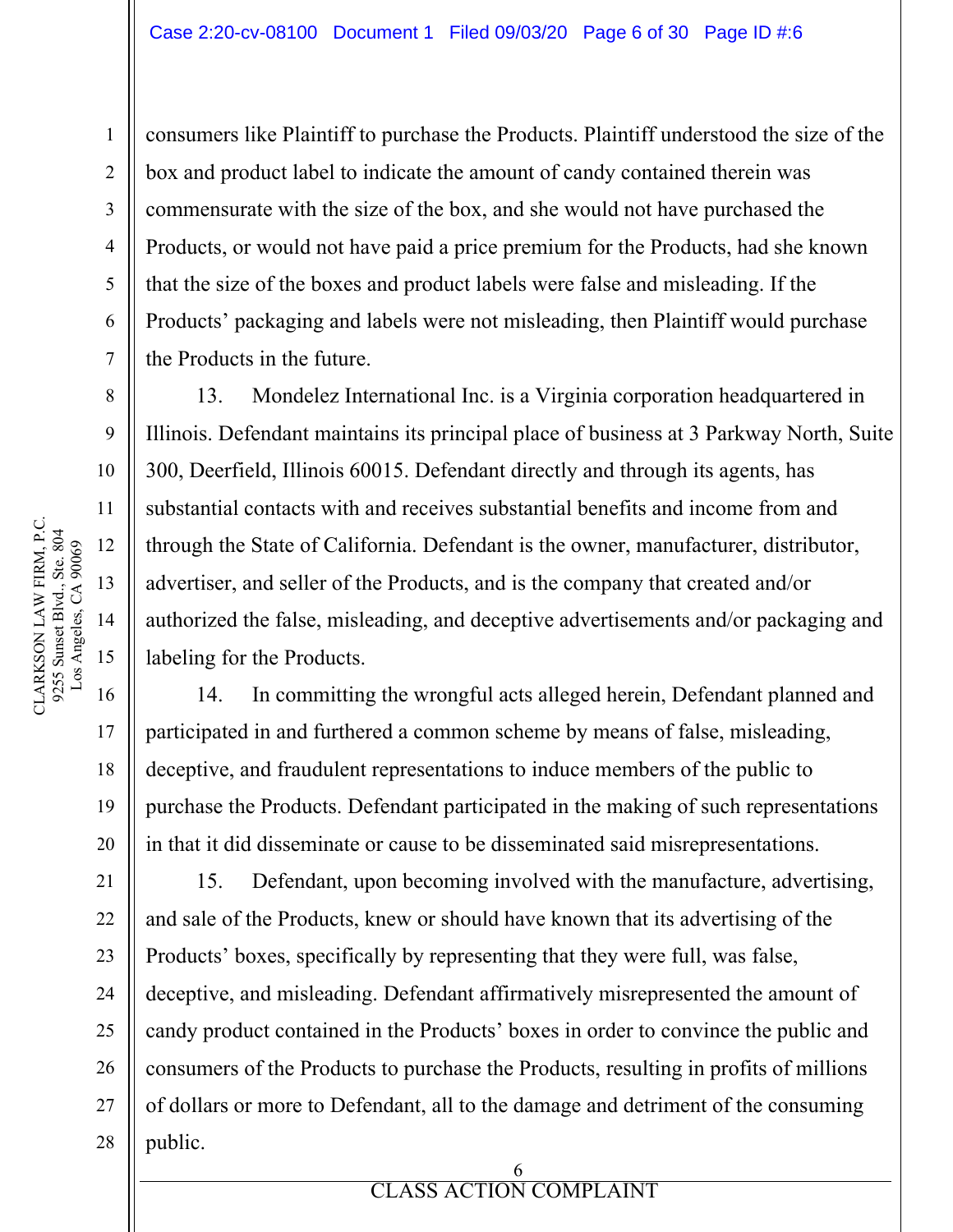consumers like Plaintiff to purchase the Products. Plaintiff understood the size of the box and product label to indicate the amount of candy contained therein was commensurate with the size of the box, and she would not have purchased the Products, or would not have paid a price premium for the Products, had she known that the size of the boxes and product labels were false and misleading. If the Products' packaging and labels were not misleading, then Plaintiff would purchase the Products in the future.

13. Mondelez International Inc. is a Virginia corporation headquartered in Illinois. Defendant maintains its principal place of business at 3 Parkway North, Suite 300, Deerfield, Illinois 60015. Defendant directly and through its agents, has substantial contacts with and receives substantial benefits and income from and through the State of California. Defendant is the owner, manufacturer, distributor, advertiser, and seller of the Products, and is the company that created and/or authorized the false, misleading, and deceptive advertisements and/or packaging and labeling for the Products.

14. In committing the wrongful acts alleged herein, Defendant planned and participated in and furthered a common scheme by means of false, misleading, deceptive, and fraudulent representations to induce members of the public to purchase the Products. Defendant participated in the making of such representations in that it did disseminate or cause to be disseminated said misrepresentations.

15. Defendant, upon becoming involved with the manufacture, advertising, and sale of the Products, knew or should have known that its advertising of the Products' boxes, specifically by representing that they were full, was false, deceptive, and misleading. Defendant affirmatively misrepresented the amount of candy product contained in the Products' boxes in order to convince the public and consumers of the Products to purchase the Products, resulting in profits of millions of dollars or more to Defendant, all to the damage and detriment of the consuming public.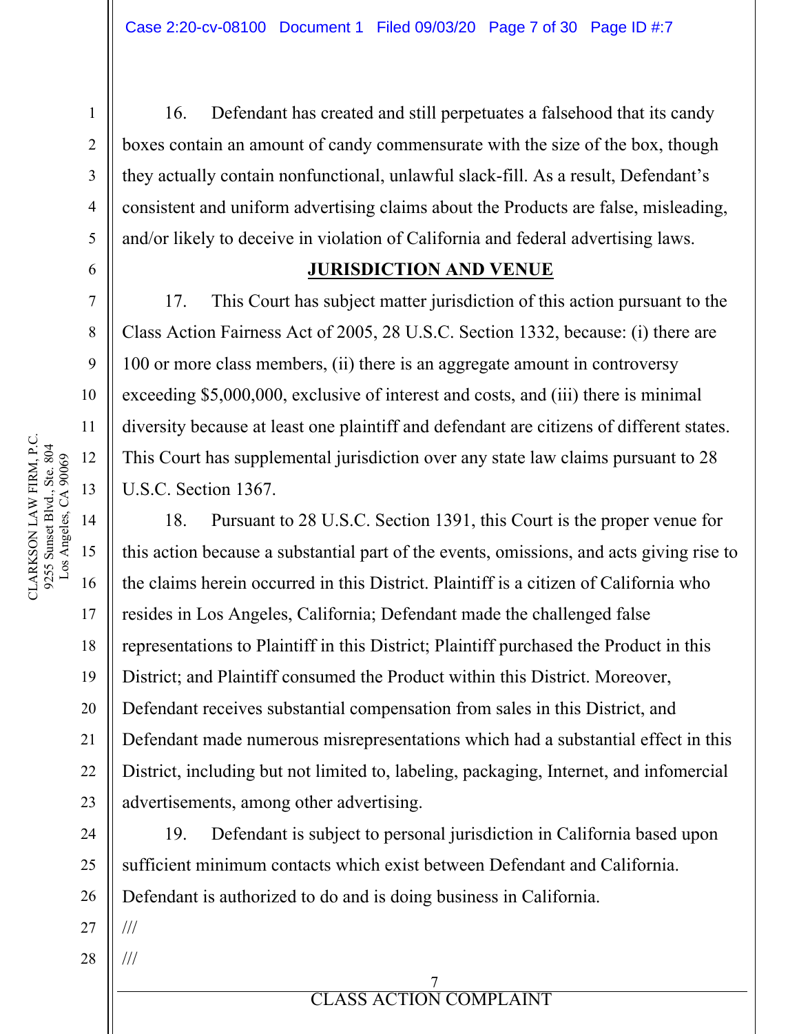16. Defendant has created and still perpetuates a falsehood that its candy boxes contain an amount of candy commensurate with the size of the box, though they actually contain nonfunctional, unlawful slack-fill. As a result, Defendant's consistent and uniform advertising claims about the Products are false, misleading, and/or likely to deceive in violation of California and federal advertising laws.

## JURISDICTION AND VENUE

17. This Court has subject matter jurisdiction of this action pursuant to the Class Action Fairness Act of 2005, 28 U.S.C. Section 1332, because: (i) there are 100 or more class members, (ii) there is an aggregate amount in controversy exceeding $5,000,000, exclusive of interest and costs, and (iii) there is minimal diversity because at least one plaintiff and defendant are citizens of different states. This Court has supplemental jurisdiction over any state law claims pursuant to 28 U.S.C. Section 1367.

18. Pursuant to 28 U.S.C. Section 1391, this Court is the proper venue for this action because a substantial part of the events, omissions, and acts giving rise to the claims herein occurred in this District. Plaintiff is a citizen of California who resides in Los Angeles, California; Defendant made the challenged false representations to Plaintiff in this District; Plaintiff purchased the Product in this District; and Plaintiff consumed the Product within this District. Moreover, Defendant receives substantial compensation from sales in this District, and Defendant made numerous misrepresentations which had a substantial effect in this District, including but not limited to, labeling, packaging, Internet, and infomercial advertisements, among other advertising.

19. Defendant is subject to personal jurisdiction in California based upon sufficient minimum contacts which exist between Defendant and California. Defendant is authorized to do and is doing business in California.

///

///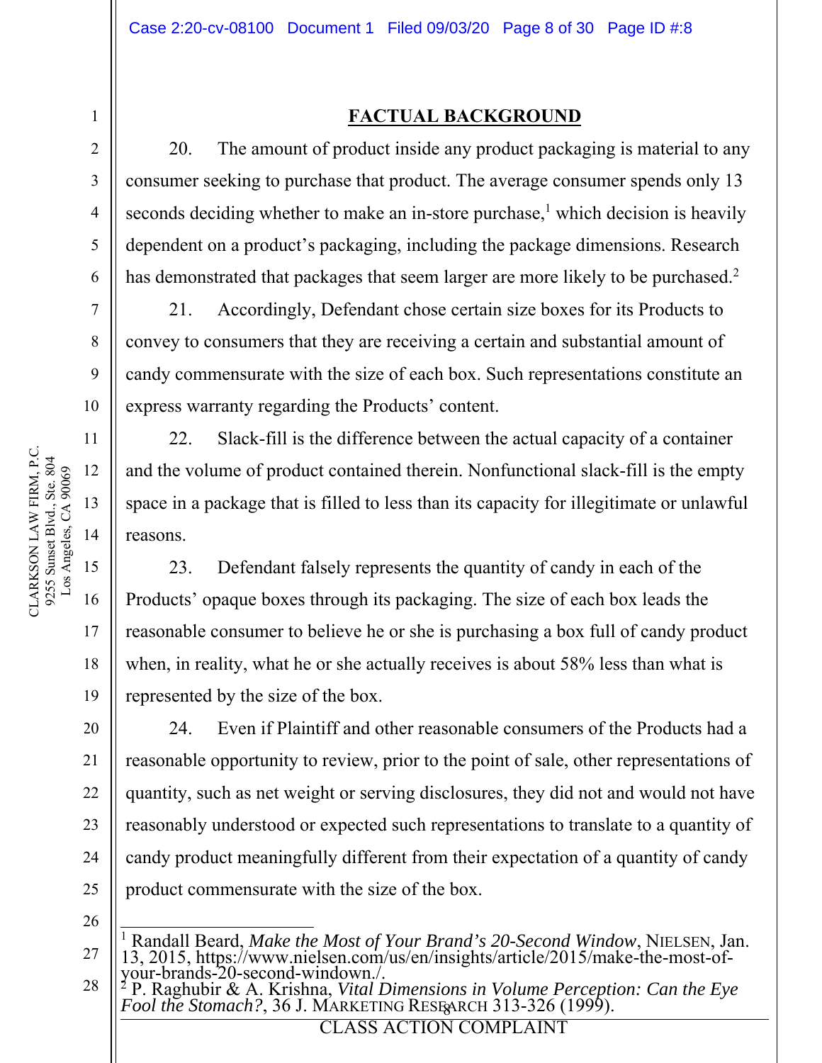## FACTUAL BACKGROUND

20. The amount of product inside any product packaging is material to any consumer seeking to purchase that product. The average consumer spends only 13 seconds deciding whether to make an in-store purchase,[1] which decision is heavily dependent on a product's packaging, including the package dimensions. Research has demonstrated that packages that seem larger are more likely to be purchased.[2]

21. Accordingly, Defendant chose certain size boxes for its Products to convey to consumers that they are receiving a certain and substantial amount of candy commensurate with the size of each box. Such representations constitute an express warranty regarding the Products' content.

22. Slack-fill is the difference between the actual capacity of a container and the volume of product contained therein. Nonfunctional slack-fill is the empty space in a package that is filled to less than its capacity for illegitimate or unlawful reasons.

23. Defendant falsely represents the quantity of candy in each of the Products' opaque boxes through its packaging. The size of each box leads the reasonable consumer to believe he or she is purchasing a box full of candy product when, in reality, what he or she actually receives is about 58% less than what is represented by the size of the box.

24. Even if Plaintiff and other reasonable consumers of the Products had a reasonable opportunity to review, prior to the point of sale, other representations of quantity, such as net weight or serving disclosures, they did not and would not have reasonably understood or expected such representations to translate to a quantity of candy product meaningfully different from their expectation of a quantity of candy product commensurate with the size of the box.

---

[1] Randall Beard, *Make the Most of Your Brand's 20-Second Window*, NIELSEN, Jan. 13, 2015, https://www.nielsen.com/us/en/insights/article/2015/make-the-most-of-your-brands-20-second-windown./.

[2] P. Raghubir & A. Krishna, *Vital Dimensions in Volume Perception: Can the Eye Fool the Stomach?*, 36 J. MARKETING RESEARCH 313-326 (1999).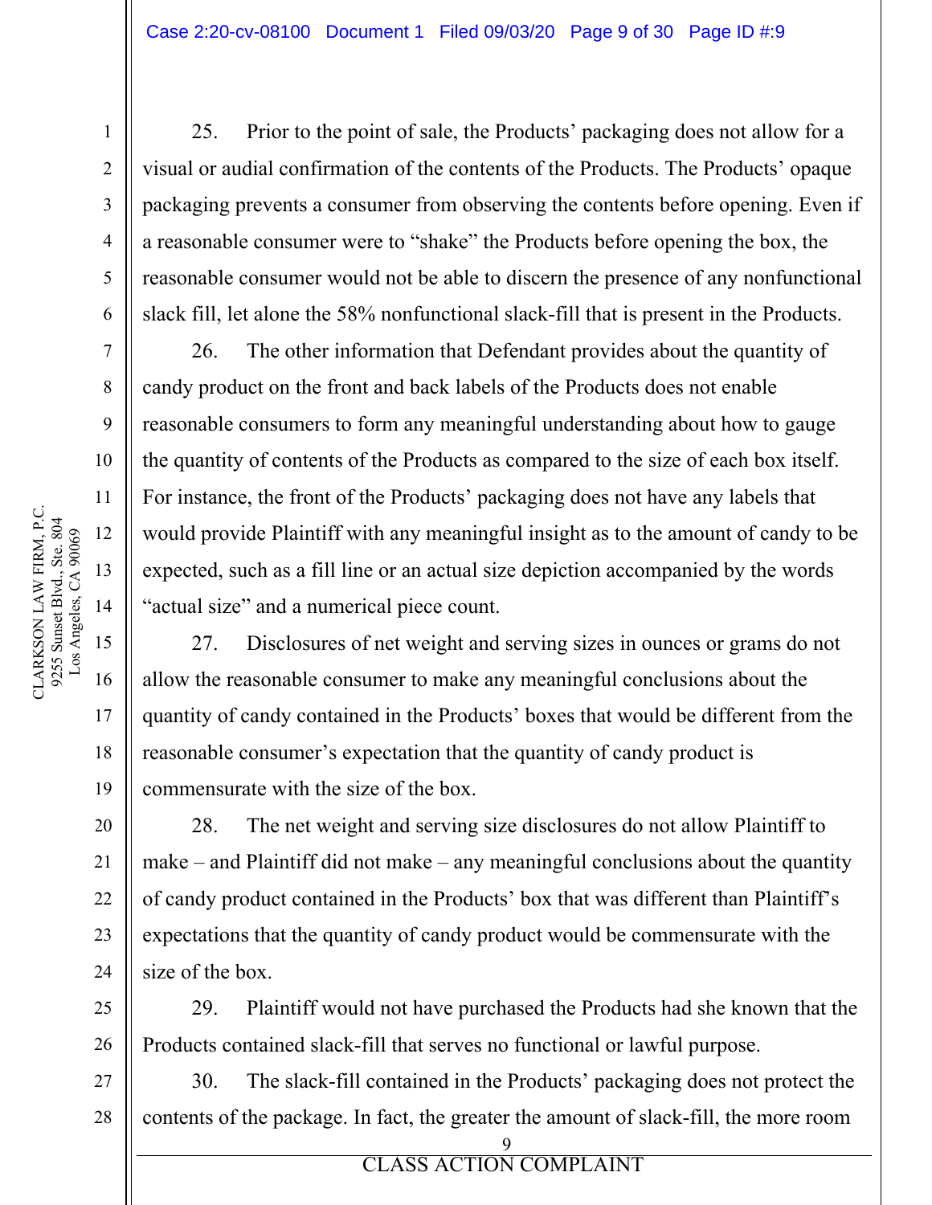25. Prior to the point of sale, the Products' packaging does not allow for a visual or audial confirmation of the contents of the Products. The Products' opaque packaging prevents a consumer from observing the contents before opening. Even if a reasonable consumer were to "shake" the Products before opening the box, the reasonable consumer would not be able to discern the presence of any nonfunctional slack fill, let alone the 58% nonfunctional slack-fill that is present in the Products.

26. The other information that Defendant provides about the quantity of candy product on the front and back labels of the Products does not enable reasonable consumers to form any meaningful understanding about how to gauge the quantity of contents of the Products as compared to the size of each box itself. For instance, the front of the Products' packaging does not have any labels that would provide Plaintiff with any meaningful insight as to the amount of candy to be expected, such as a fill line or an actual size depiction accompanied by the words "actual size" and a numerical piece count.

27. Disclosures of net weight and serving sizes in ounces or grams do not allow the reasonable consumer to make any meaningful conclusions about the quantity of candy contained in the Products' boxes that would be different from the reasonable consumer's expectation that the quantity of candy product is commensurate with the size of the box.

28. The net weight and serving size disclosures do not allow Plaintiff to make – and Plaintiff did not make – any meaningful conclusions about the quantity of candy product contained in the Products' box that was different than Plaintiff's expectations that the quantity of candy product would be commensurate with the size of the box.

29. Plaintiff would not have purchased the Products had she known that the Products contained slack-fill that serves no functional or lawful purpose.

30. The slack-fill contained in the Products' packaging does not protect the contents of the package. In fact, the greater the amount of slack-fill, the more room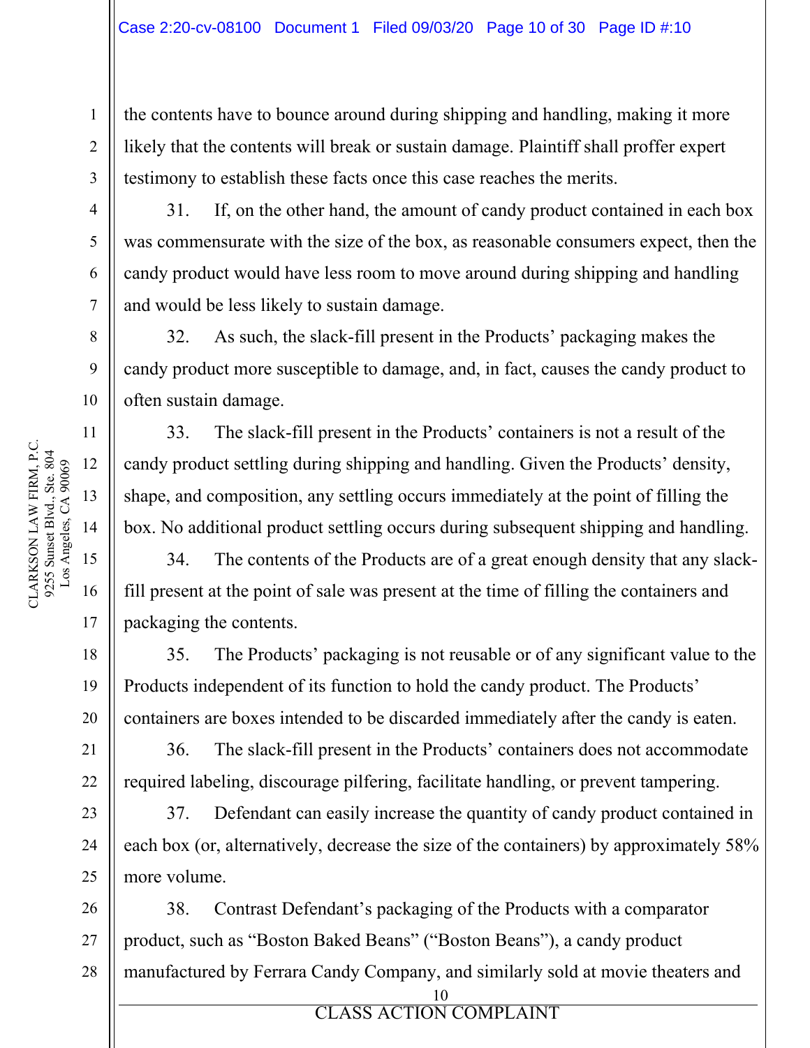the contents have to bounce around during shipping and handling, making it more likely that the contents will break or sustain damage. Plaintiff shall proffer expert testimony to establish these facts once this case reaches the merits.

31. If, on the other hand, the amount of candy product contained in each box was commensurate with the size of the box, as reasonable consumers expect, then the candy product would have less room to move around during shipping and handling and would be less likely to sustain damage.

32. As such, the slack-fill present in the Products' packaging makes the candy product more susceptible to damage, and, in fact, causes the candy product to often sustain damage.

33. The slack-fill present in the Products' containers is not a result of the candy product settling during shipping and handling. Given the Products' density, shape, and composition, any settling occurs immediately at the point of filling the box. No additional product settling occurs during subsequent shipping and handling.

34. The contents of the Products are of a great enough density that any slack-fill present at the point of sale was present at the time of filling the containers and packaging the contents.

35. The Products' packaging is not reusable or of any significant value to the Products independent of its function to hold the candy product. The Products' containers are boxes intended to be discarded immediately after the candy is eaten.

36. The slack-fill present in the Products' containers does not accommodate required labeling, discourage pilfering, facilitate handling, or prevent tampering.

37. Defendant can easily increase the quantity of candy product contained in each box (or, alternatively, decrease the size of the containers) by approximately 58% more volume.

38. Contrast Defendant's packaging of the Products with a comparator product, such as "Boston Baked Beans" ("Boston Beans"), a candy product manufactured by Ferrara Candy Company, and similarly sold at movie theaters and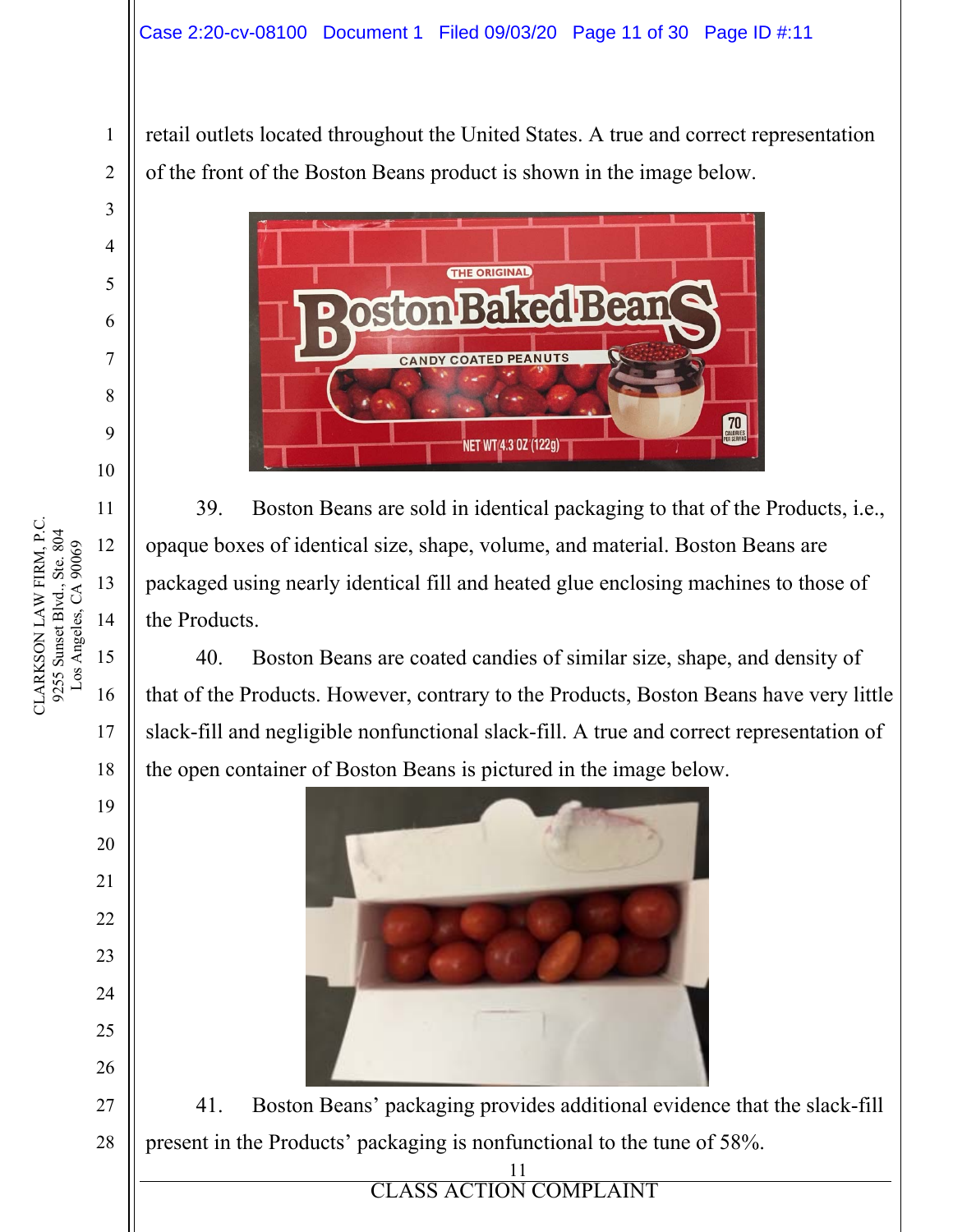retail outlets located throughout the United States. A true and correct representation of the front of the Boston Beans product is shown in the image below.

39. Boston Beans are sold in identical packaging to that of the Products, i.e., opaque boxes of identical size, shape, volume, and material. Boston Beans are packaged using nearly identical fill and heated glue enclosing machines to those of the Products.

40. Boston Beans are coated candies of similar size, shape, and density of that of the Products. However, contrary to the Products, Boston Beans have very little slack-fill and negligible nonfunctional slack-fill. A true and correct representation of the open container of Boston Beans is pictured in the image below.

41. Boston Beans' packaging provides additional evidence that the slack-fill present in the Products' packaging is nonfunctional to the tune of 58%.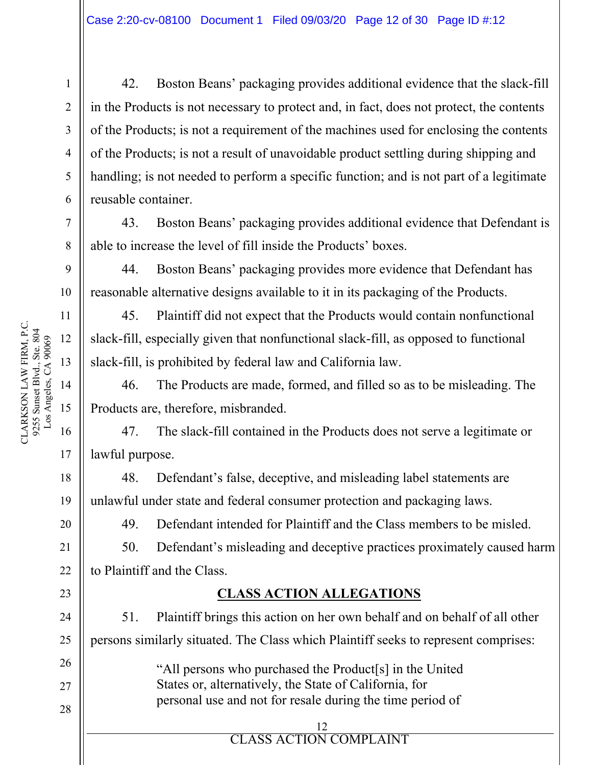42. Boston Beans' packaging provides additional evidence that the slack-fill in the Products is not necessary to protect and, in fact, does not protect, the contents of the Products; is not a requirement of the machines used for enclosing the contents of the Products; is not a result of unavoidable product settling during shipping and handling; is not needed to perform a specific function; and is not part of a legitimate reusable container.

43. Boston Beans' packaging provides additional evidence that Defendant is able to increase the level of fill inside the Products' boxes.

44. Boston Beans' packaging provides more evidence that Defendant has reasonable alternative designs available to it in its packaging of the Products.

45. Plaintiff did not expect that the Products would contain nonfunctional slack-fill, especially given that nonfunctional slack-fill, as opposed to functional slack-fill, is prohibited by federal law and California law.

46. The Products are made, formed, and filled so as to be misleading. The Products are, therefore, misbranded.

47. The slack-fill contained in the Products does not serve a legitimate or lawful purpose.

48. Defendant's false, deceptive, and misleading label statements are unlawful under state and federal consumer protection and packaging laws.

49. Defendant intended for Plaintiff and the Class members to be misled.

50. Defendant's misleading and deceptive practices proximately caused harm to Plaintiff and the Class.

## CLASS ACTION ALLEGATIONS

51. Plaintiff brings this action on her own behalf and on behalf of all other persons similarly situated. The Class which Plaintiff seeks to represent comprises:

> "All persons who purchased the Product[s] in the United States or, alternatively, the State of California, for personal use and not for resale during the time period of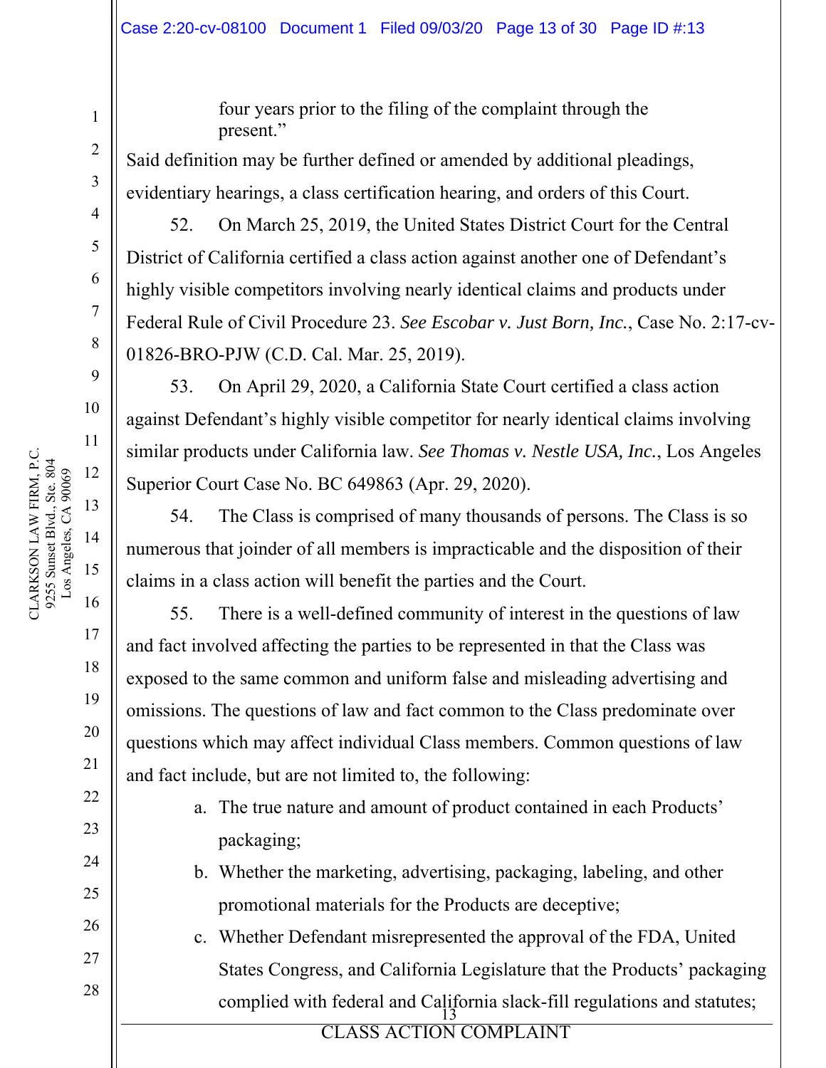four years prior to the filing of the complaint through the present."

Said definition may be further defined or amended by additional pleadings, evidentiary hearings, a class certification hearing, and orders of this Court.

52. On March 25, 2019, the United States District Court for the Central District of California certified a class action against another one of Defendant's highly visible competitors involving nearly identical claims and products under Federal Rule of Civil Procedure 23. *See Escobar v. Just Born, Inc.*, Case No. 2:17-cv-01826-BRO-PJW (C.D. Cal. Mar. 25, 2019).

53. On April 29, 2020, a California State Court certified a class action against Defendant's highly visible competitor for nearly identical claims involving similar products under California law. *See Thomas v. Nestle USA, Inc.*, Los Angeles Superior Court Case No. BC 649863 (Apr. 29, 2020).

54. The Class is comprised of many thousands of persons. The Class is so numerous that joinder of all members is impracticable and the disposition of their claims in a class action will benefit the parties and the Court.

55. There is a well-defined community of interest in the questions of law and fact involved affecting the parties to be represented in that the Class was exposed to the same common and uniform false and misleading advertising and omissions. The questions of law and fact common to the Class predominate over questions which may affect individual Class members. Common questions of law and fact include, but are not limited to, the following:

a. The true nature and amount of product contained in each Products' packaging;

b. Whether the marketing, advertising, packaging, labeling, and other promotional materials for the Products are deceptive;

c. Whether Defendant misrepresented the approval of the FDA, United States Congress, and California Legislature that the Products' packaging complied with federal and California slack-fill regulations and statutes;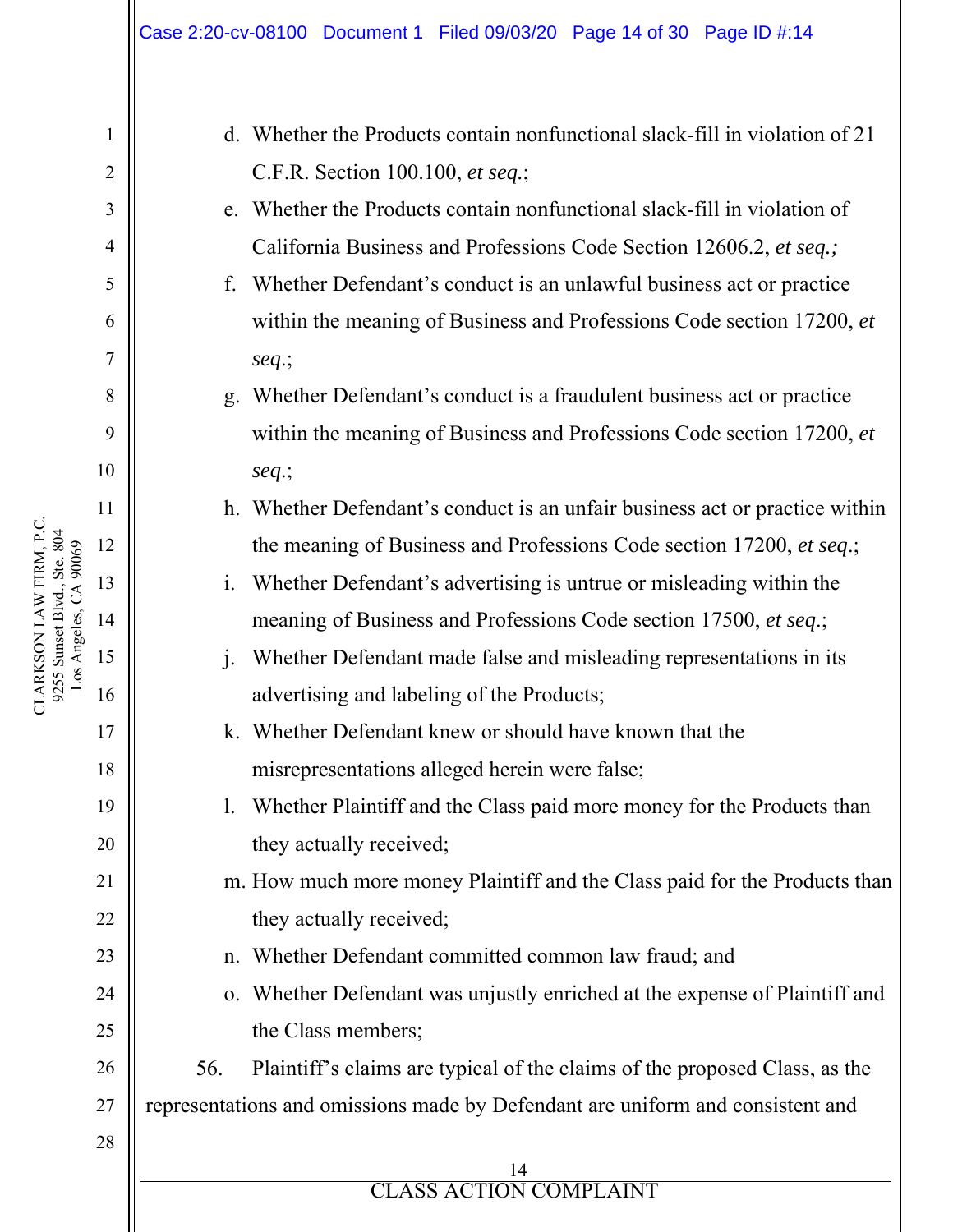d. Whether the Products contain nonfunctional slack-fill in violation of 21 C.F.R. Section 100.100, *et seq.*;

e. Whether the Products contain nonfunctional slack-fill in violation of California Business and Professions Code Section 12606.2, *et seq.;*

f. Whether Defendant's conduct is an unlawful business act or practice within the meaning of Business and Professions Code section 17200, *et seq*.;

g. Whether Defendant's conduct is a fraudulent business act or practice within the meaning of Business and Professions Code section 17200, *et seq*.;

h. Whether Defendant's conduct is an unfair business act or practice within the meaning of Business and Professions Code section 17200, *et seq*.;

i. Whether Defendant's advertising is untrue or misleading within the meaning of Business and Professions Code section 17500, *et seq*.;

j. Whether Defendant made false and misleading representations in its advertising and labeling of the Products;

k. Whether Defendant knew or should have known that the misrepresentations alleged herein were false;

l. Whether Plaintiff and the Class paid more money for the Products than they actually received;

m. How much more money Plaintiff and the Class paid for the Products than they actually received;

n. Whether Defendant committed common law fraud; and

o. Whether Defendant was unjustly enriched at the expense of Plaintiff and the Class members;

56. Plaintiff's claims are typical of the claims of the proposed Class, as the representations and omissions made by Defendant are uniform and consistent and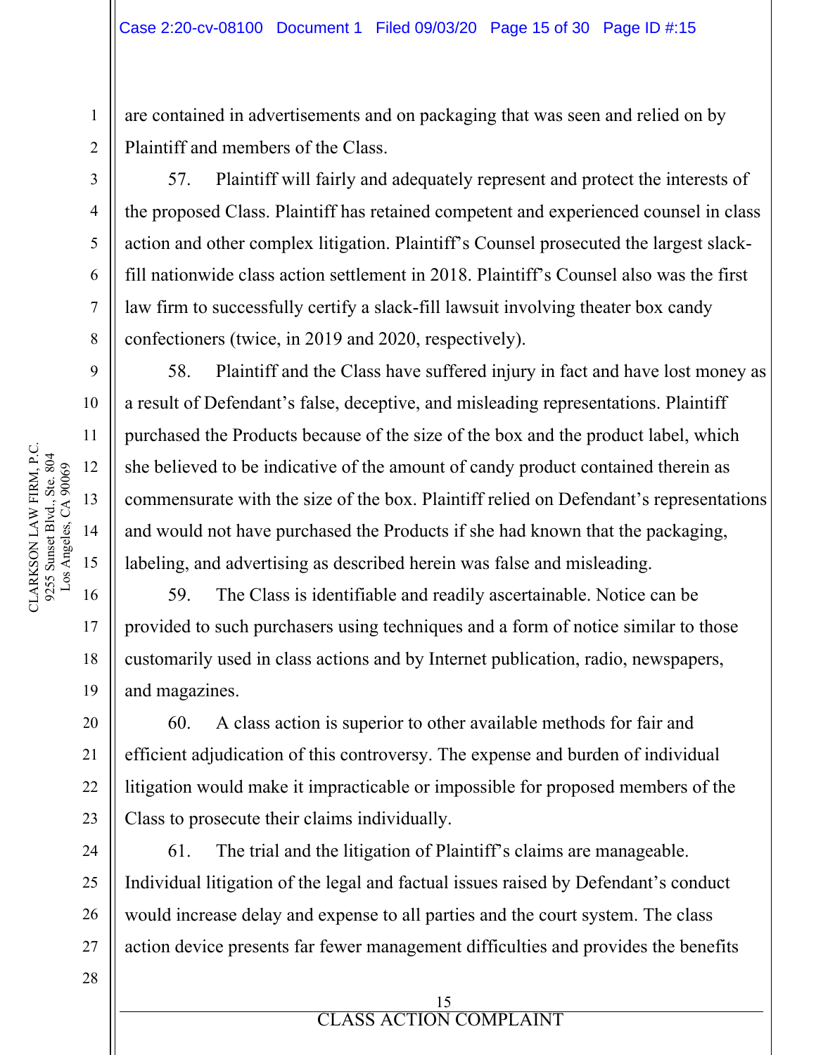are contained in advertisements and on packaging that was seen and relied on by Plaintiff and members of the Class.

57. Plaintiff will fairly and adequately represent and protect the interests of the proposed Class. Plaintiff has retained competent and experienced counsel in class action and other complex litigation. Plaintiff's Counsel prosecuted the largest slack-fill nationwide class action settlement in 2018. Plaintiff's Counsel also was the first law firm to successfully certify a slack-fill lawsuit involving theater box candy confectioners (twice, in 2019 and 2020, respectively).

58. Plaintiff and the Class have suffered injury in fact and have lost money as a result of Defendant's false, deceptive, and misleading representations. Plaintiff purchased the Products because of the size of the box and the product label, which she believed to be indicative of the amount of candy product contained therein as commensurate with the size of the box. Plaintiff relied on Defendant's representations and would not have purchased the Products if she had known that the packaging, labeling, and advertising as described herein was false and misleading.

59. The Class is identifiable and readily ascertainable. Notice can be provided to such purchasers using techniques and a form of notice similar to those customarily used in class actions and by Internet publication, radio, newspapers, and magazines.

60. A class action is superior to other available methods for fair and efficient adjudication of this controversy. The expense and burden of individual litigation would make it impracticable or impossible for proposed members of the Class to prosecute their claims individually.

61. The trial and the litigation of Plaintiff's claims are manageable. Individual litigation of the legal and factual issues raised by Defendant's conduct would increase delay and expense to all parties and the court system. The class action device presents far fewer management difficulties and provides the benefits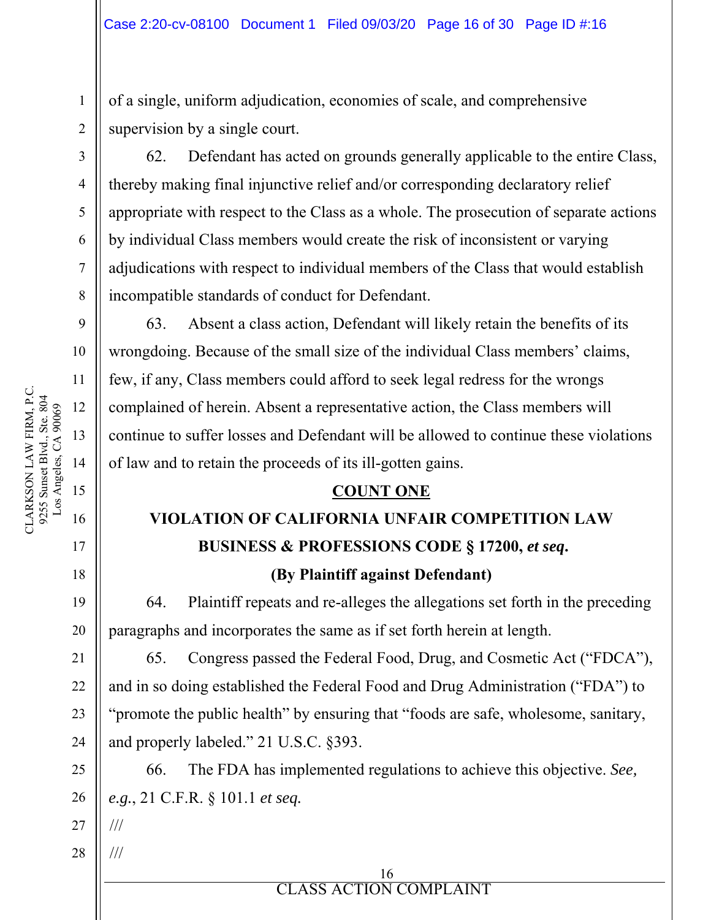of a single, uniform adjudication, economies of scale, and comprehensive supervision by a single court.

62. Defendant has acted on grounds generally applicable to the entire Class, thereby making final injunctive relief and/or corresponding declaratory relief appropriate with respect to the Class as a whole. The prosecution of separate actions by individual Class members would create the risk of inconsistent or varying adjudications with respect to individual members of the Class that would establish incompatible standards of conduct for Defendant.

63. Absent a class action, Defendant will likely retain the benefits of its wrongdoing. Because of the small size of the individual Class members' claims, few, if any, Class members could afford to seek legal redress for the wrongs complained of herein. Absent a representative action, the Class members will continue to suffer losses and Defendant will be allowed to continue these violations of law and to retain the proceeds of its ill-gotten gains.

## COUNT ONE

## VIOLATION OF CALIFORNIA UNFAIR COMPETITION LAW BUSINESS & PROFESSIONS CODE § 17200, *et seq.*

**(By Plaintiff against Defendant)**

64. Plaintiff repeats and re-alleges the allegations set forth in the preceding paragraphs and incorporates the same as if set forth herein at length.

65. Congress passed the Federal Food, Drug, and Cosmetic Act ("FDCA"), and in so doing established the Federal Food and Drug Administration ("FDA") to "promote the public health" by ensuring that "foods are safe, wholesome, sanitary, and properly labeled." 21 U.S.C. §393.

66. The FDA has implemented regulations to achieve this objective. *See, e.g.*, 21 C.F.R. § 101.1 *et seq.*

///

///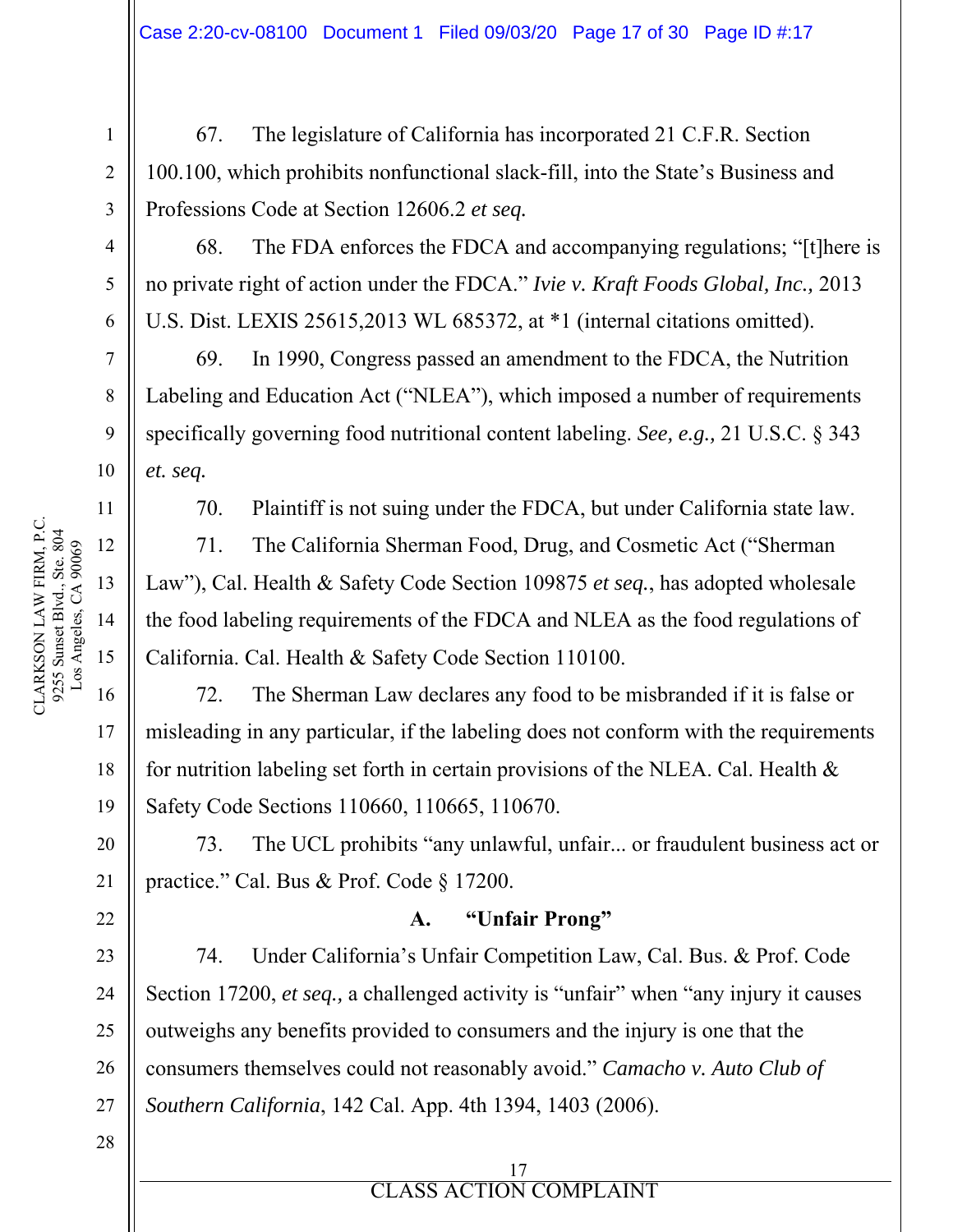67. The legislature of California has incorporated 21 C.F.R. Section 100.100, which prohibits nonfunctional slack-fill, into the State's Business and Professions Code at Section 12606.2 *et seq.*

68. The FDA enforces the FDCA and accompanying regulations; "[t]here is no private right of action under the FDCA." *Ivie v. Kraft Foods Global, Inc.,* 2013 U.S. Dist. LEXIS 25615,2013 WL 685372, at *1 (internal citations omitted).

69. In 1990, Congress passed an amendment to the FDCA, the Nutrition Labeling and Education Act ("NLEA"), which imposed a number of requirements specifically governing food nutritional content labeling. *See, e.g.,* 21 U.S.C. § 343 *et. seq.*

70. Plaintiff is not suing under the FDCA, but under California state law.

71. The California Sherman Food, Drug, and Cosmetic Act ("Sherman Law"), Cal. Health & Safety Code Section 109875 *et seq.*, has adopted wholesale the food labeling requirements of the FDCA and NLEA as the food regulations of California. Cal. Health & Safety Code Section 110100.

72. The Sherman Law declares any food to be misbranded if it is false or misleading in any particular, if the labeling does not conform with the requirements for nutrition labeling set forth in certain provisions of the NLEA. Cal. Health & Safety Code Sections 110660, 110665, 110670.

73. The UCL prohibits "any unlawful, unfair... or fraudulent business act or practice." Cal. Bus & Prof. Code § 17200.

### A. "Unfair Prong"

74. Under California's Unfair Competition Law, Cal. Bus. & Prof. Code Section 17200, *et seq.,* a challenged activity is "unfair" when "any injury it causes outweighs any benefits provided to consumers and the injury is one that the consumers themselves could not reasonably avoid." *Camacho v. Auto Club of Southern California*, 142 Cal. App. 4th 1394, 1403 (2006).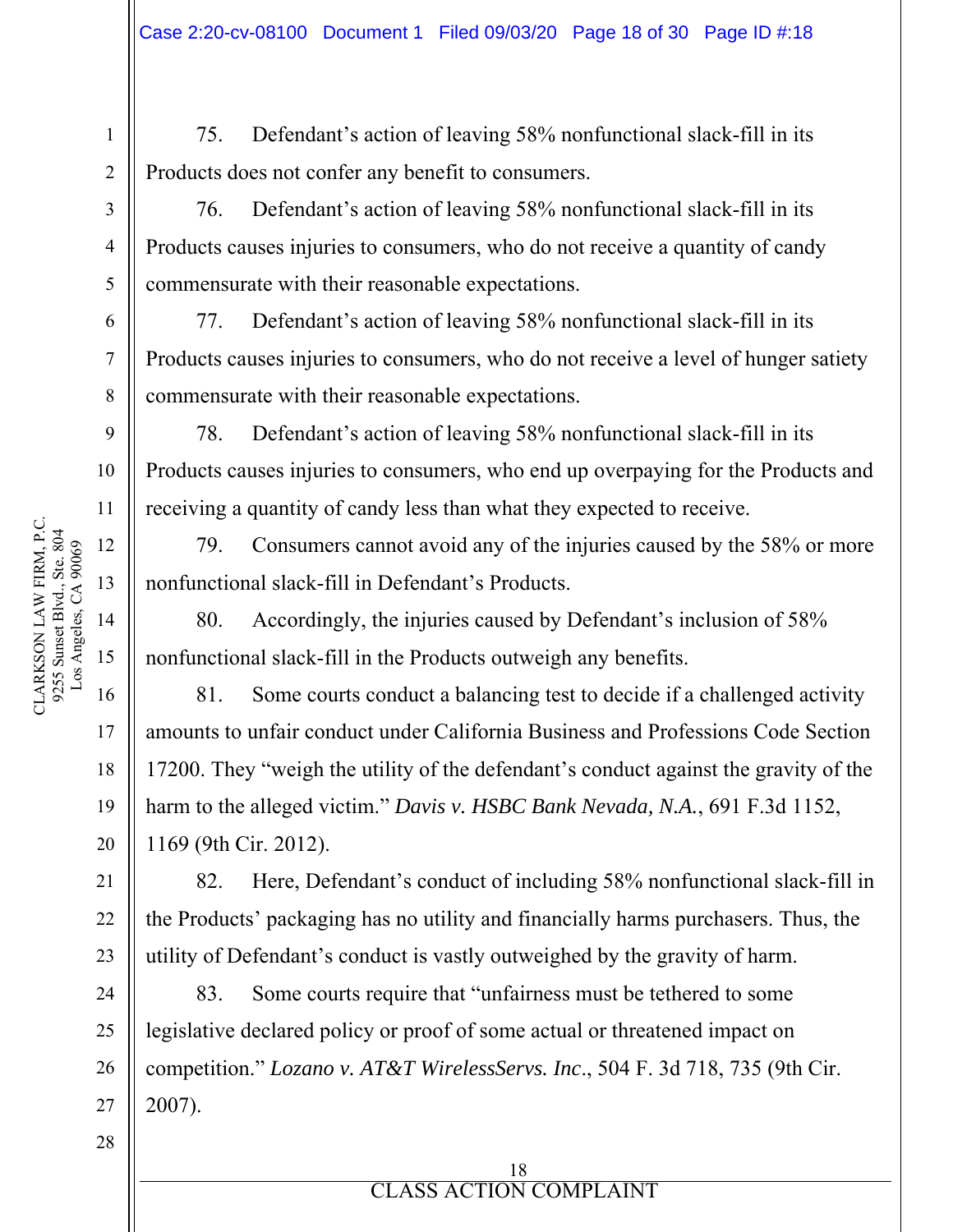75. Defendant's action of leaving 58% nonfunctional slack-fill in its Products does not confer any benefit to consumers.

76. Defendant's action of leaving 58% nonfunctional slack-fill in its Products causes injuries to consumers, who do not receive a quantity of candy commensurate with their reasonable expectations.

77. Defendant's action of leaving 58% nonfunctional slack-fill in its Products causes injuries to consumers, who do not receive a level of hunger satiety commensurate with their reasonable expectations.

78. Defendant's action of leaving 58% nonfunctional slack-fill in its Products causes injuries to consumers, who end up overpaying for the Products and receiving a quantity of candy less than what they expected to receive.

79. Consumers cannot avoid any of the injuries caused by the 58% or more nonfunctional slack-fill in Defendant's Products.

80. Accordingly, the injuries caused by Defendant's inclusion of 58% nonfunctional slack-fill in the Products outweigh any benefits.

81. Some courts conduct a balancing test to decide if a challenged activity amounts to unfair conduct under California Business and Professions Code Section 17200. They "weigh the utility of the defendant's conduct against the gravity of the harm to the alleged victim." *Davis v. HSBC Bank Nevada, N.A.*, 691 F.3d 1152, 1169 (9th Cir. 2012).

82. Here, Defendant's conduct of including 58% nonfunctional slack-fill in the Products' packaging has no utility and financially harms purchasers. Thus, the utility of Defendant's conduct is vastly outweighed by the gravity of harm.

83. Some courts require that "unfairness must be tethered to some legislative declared policy or proof of some actual or threatened impact on competition." *Lozano v. AT&T WirelessServs. Inc*., 504 F. 3d 718, 735 (9th Cir. 2007).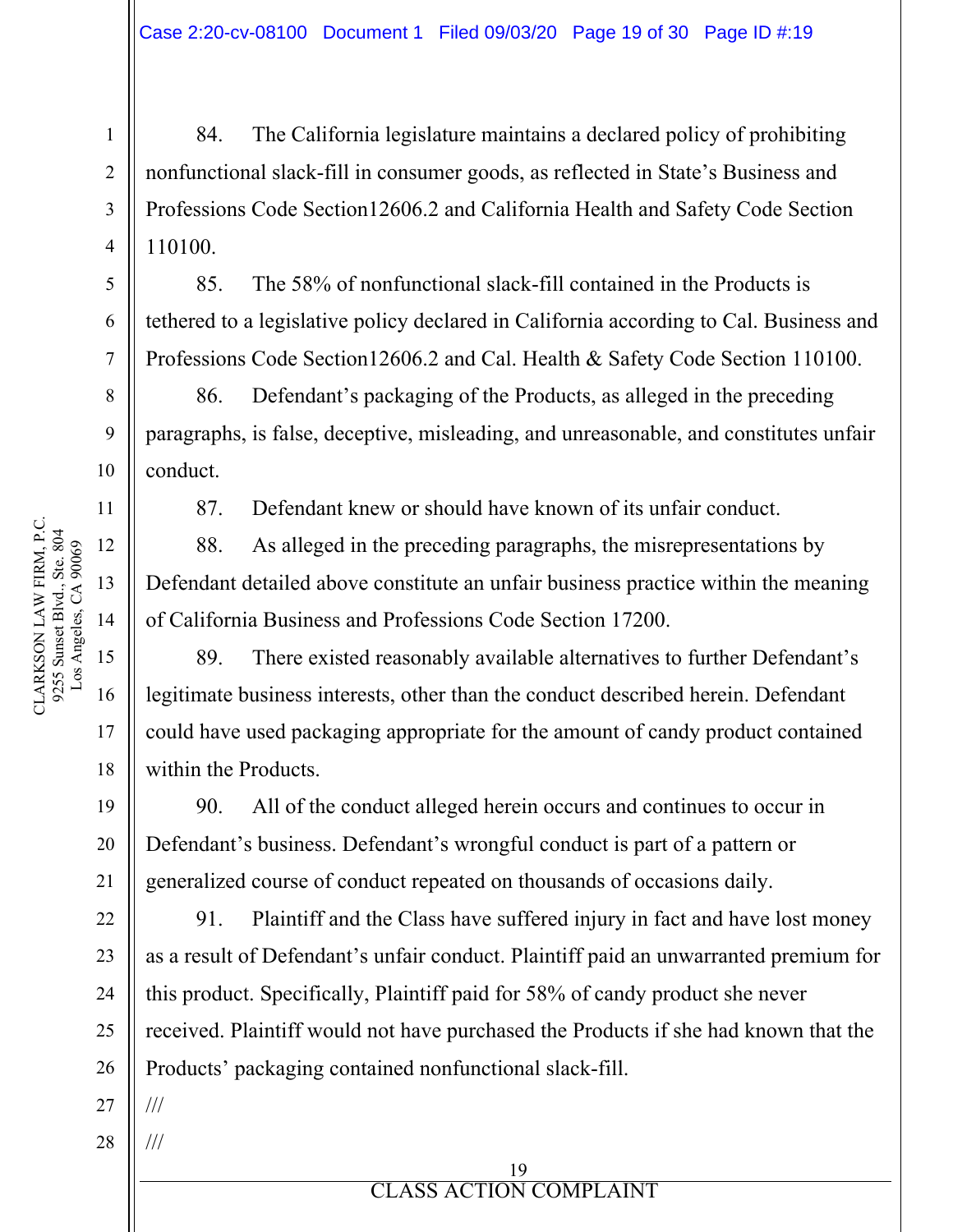84. The California legislature maintains a declared policy of prohibiting nonfunctional slack-fill in consumer goods, as reflected in State's Business and Professions Code Section12606.2 and California Health and Safety Code Section 110100.

85. The 58% of nonfunctional slack-fill contained in the Products is tethered to a legislative policy declared in California according to Cal. Business and Professions Code Section12606.2 and Cal. Health & Safety Code Section 110100.

86. Defendant's packaging of the Products, as alleged in the preceding paragraphs, is false, deceptive, misleading, and unreasonable, and constitutes unfair conduct.

87. Defendant knew or should have known of its unfair conduct.

88. As alleged in the preceding paragraphs, the misrepresentations by Defendant detailed above constitute an unfair business practice within the meaning of California Business and Professions Code Section 17200.

89. There existed reasonably available alternatives to further Defendant's legitimate business interests, other than the conduct described herein. Defendant could have used packaging appropriate for the amount of candy product contained within the Products.

90. All of the conduct alleged herein occurs and continues to occur in Defendant's business. Defendant's wrongful conduct is part of a pattern or generalized course of conduct repeated on thousands of occasions daily.

91. Plaintiff and the Class have suffered injury in fact and have lost money as a result of Defendant's unfair conduct. Plaintiff paid an unwarranted premium for this product. Specifically, Plaintiff paid for 58% of candy product she never received. Plaintiff would not have purchased the Products if she had known that the Products' packaging contained nonfunctional slack-fill.

///

///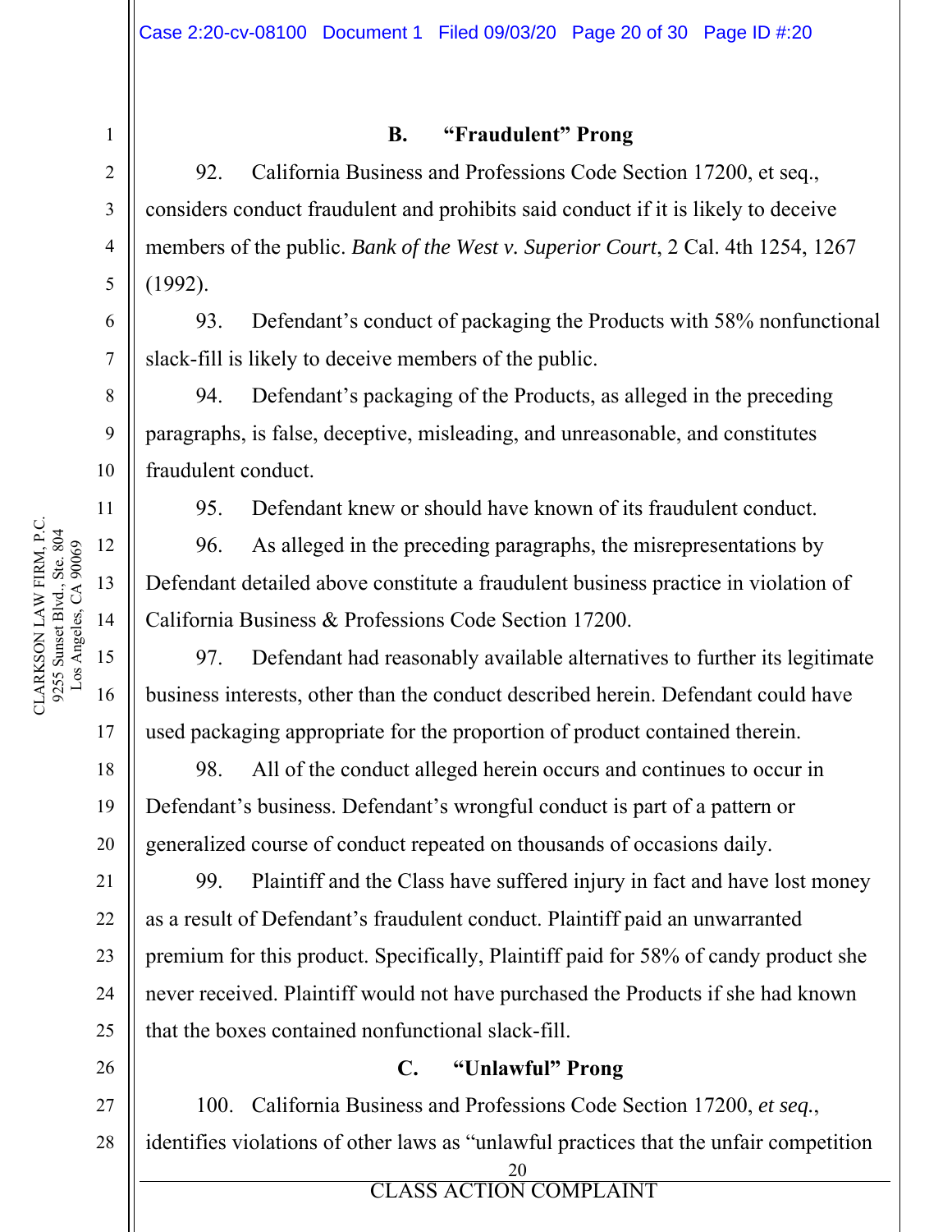### B. "Fraudulent" Prong

92. California Business and Professions Code Section 17200, et seq., considers conduct fraudulent and prohibits said conduct if it is likely to deceive members of the public. *Bank of the West v. Superior Court*, 2 Cal. 4th 1254, 1267 (1992).

93. Defendant's conduct of packaging the Products with 58% nonfunctional slack-fill is likely to deceive members of the public.

94. Defendant's packaging of the Products, as alleged in the preceding paragraphs, is false, deceptive, misleading, and unreasonable, and constitutes fraudulent conduct.

95. Defendant knew or should have known of its fraudulent conduct.

96. As alleged in the preceding paragraphs, the misrepresentations by Defendant detailed above constitute a fraudulent business practice in violation of California Business & Professions Code Section 17200.

97. Defendant had reasonably available alternatives to further its legitimate business interests, other than the conduct described herein. Defendant could have used packaging appropriate for the proportion of product contained therein.

98. All of the conduct alleged herein occurs and continues to occur in Defendant's business. Defendant's wrongful conduct is part of a pattern or generalized course of conduct repeated on thousands of occasions daily.

99. Plaintiff and the Class have suffered injury in fact and have lost money as a result of Defendant's fraudulent conduct. Plaintiff paid an unwarranted premium for this product. Specifically, Plaintiff paid for 58% of candy product she never received. Plaintiff would not have purchased the Products if she had known that the boxes contained nonfunctional slack-fill.

### C. "Unlawful" Prong

100. California Business and Professions Code Section 17200, *et seq.*, identifies violations of other laws as "unlawful practices that the unfair competition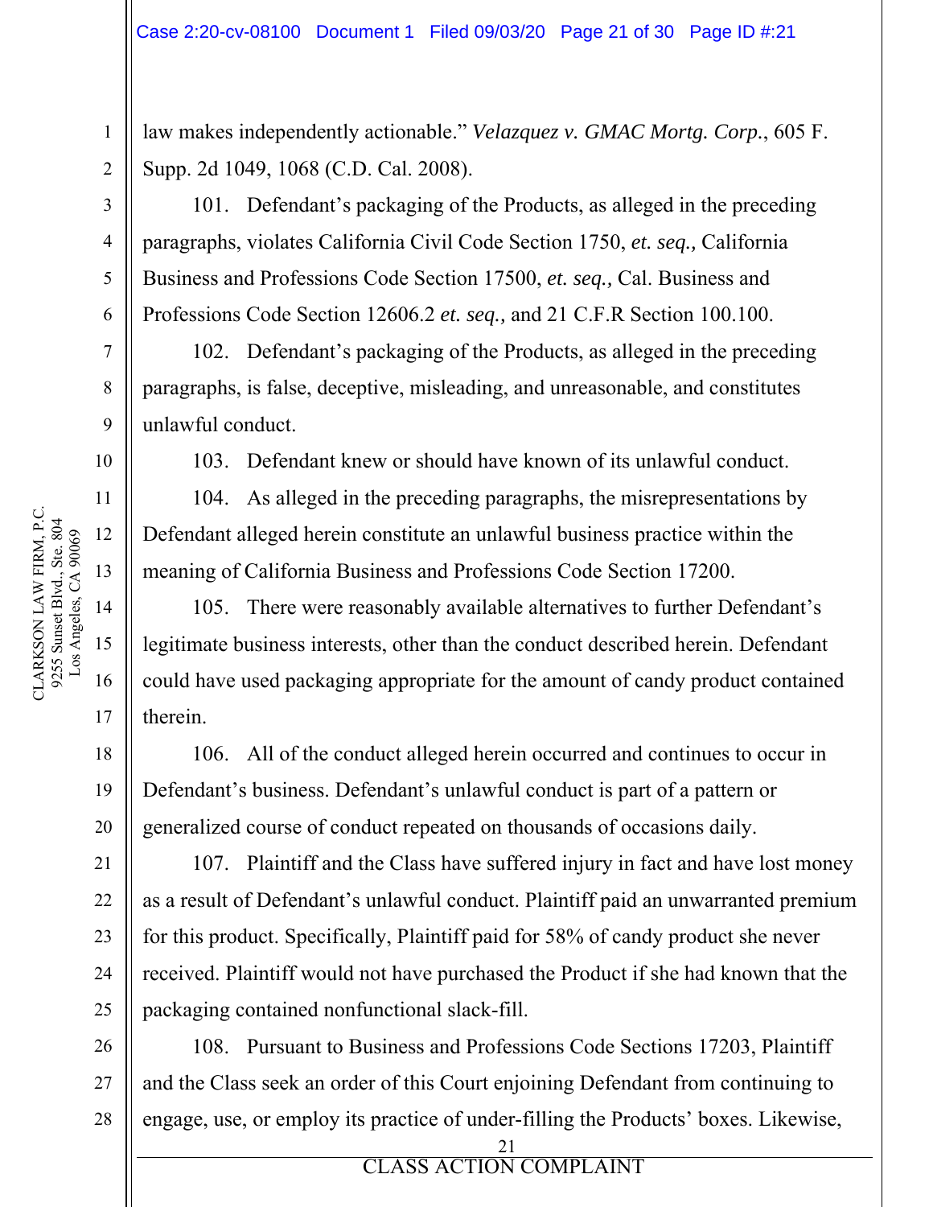law makes independently actionable." *Velazquez v. GMAC Mortg. Corp.*, 605 F. Supp. 2d 1049, 1068 (C.D. Cal. 2008).

101. Defendant's packaging of the Products, as alleged in the preceding paragraphs, violates California Civil Code Section 1750, *et. seq.,* California Business and Professions Code Section 17500, *et. seq.,* Cal. Business and Professions Code Section 12606.2 *et. seq.,* and 21 C.F.R Section 100.100.

102. Defendant's packaging of the Products, as alleged in the preceding paragraphs, is false, deceptive, misleading, and unreasonable, and constitutes unlawful conduct.

103. Defendant knew or should have known of its unlawful conduct.

104. As alleged in the preceding paragraphs, the misrepresentations by Defendant alleged herein constitute an unlawful business practice within the meaning of California Business and Professions Code Section 17200.

105. There were reasonably available alternatives to further Defendant's legitimate business interests, other than the conduct described herein. Defendant could have used packaging appropriate for the amount of candy product contained therein.

106. All of the conduct alleged herein occurred and continues to occur in Defendant's business. Defendant's unlawful conduct is part of a pattern or generalized course of conduct repeated on thousands of occasions daily.

107. Plaintiff and the Class have suffered injury in fact and have lost money as a result of Defendant's unlawful conduct. Plaintiff paid an unwarranted premium for this product. Specifically, Plaintiff paid for 58% of candy product she never received. Plaintiff would not have purchased the Product if she had known that the packaging contained nonfunctional slack-fill.

108. Pursuant to Business and Professions Code Sections 17203, Plaintiff and the Class seek an order of this Court enjoining Defendant from continuing to engage, use, or employ its practice of under-filling the Products' boxes. Likewise,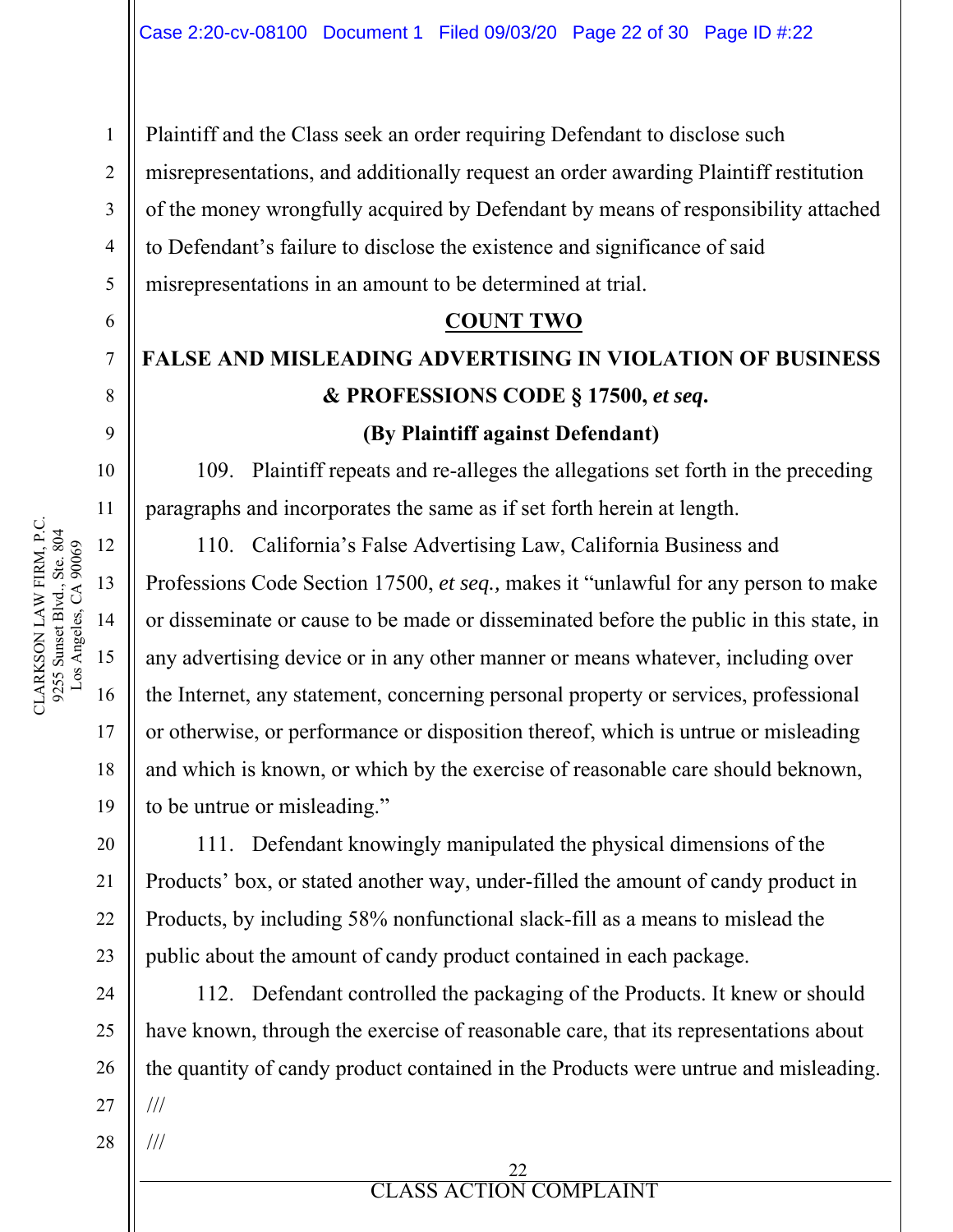Plaintiff and the Class seek an order requiring Defendant to disclose such misrepresentations, and additionally request an order awarding Plaintiff restitution of the money wrongfully acquired by Defendant by means of responsibility attached to Defendant's failure to disclose the existence and significance of said misrepresentations in an amount to be determined at trial.

## COUNT TWO

### FALSE AND MISLEADING ADVERTISING IN VIOLATION OF BUSINESS & PROFESSIONS CODE § 17500, *et seq.*

### (By Plaintiff against Defendant)

109. Plaintiff repeats and re-alleges the allegations set forth in the preceding paragraphs and incorporates the same as if set forth herein at length.

110. California's False Advertising Law, California Business and Professions Code Section 17500, *et seq.,* makes it "unlawful for any person to make or disseminate or cause to be made or disseminated before the public in this state, in any advertising device or in any other manner or means whatever, including over the Internet, any statement, concerning personal property or services, professional or otherwise, or performance or disposition thereof, which is untrue or misleading and which is known, or which by the exercise of reasonable care should beknown, to be untrue or misleading."

111. Defendant knowingly manipulated the physical dimensions of the Products' box, or stated another way, under-filled the amount of candy product in Products, by including 58% nonfunctional slack-fill as a means to mislead the public about the amount of candy product contained in each package.

112. Defendant controlled the packaging of the Products. It knew or should have known, through the exercise of reasonable care, that its representations about the quantity of candy product contained in the Products were untrue and misleading.

///

///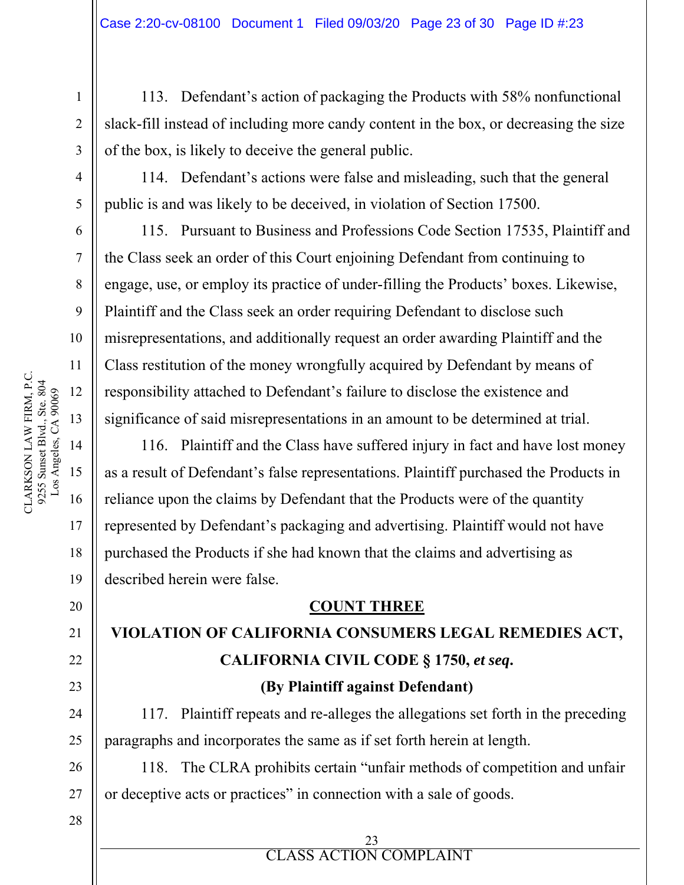113. Defendant's action of packaging the Products with 58% nonfunctional slack-fill instead of including more candy content in the box, or decreasing the size of the box, is likely to deceive the general public.

114. Defendant's actions were false and misleading, such that the general public is and was likely to be deceived, in violation of Section 17500.

115. Pursuant to Business and Professions Code Section 17535, Plaintiff and the Class seek an order of this Court enjoining Defendant from continuing to engage, use, or employ its practice of under-filling the Products' boxes. Likewise, Plaintiff and the Class seek an order requiring Defendant to disclose such misrepresentations, and additionally request an order awarding Plaintiff and the Class restitution of the money wrongfully acquired by Defendant by means of responsibility attached to Defendant's failure to disclose the existence and significance of said misrepresentations in an amount to be determined at trial.

116. Plaintiff and the Class have suffered injury in fact and have lost money as a result of Defendant's false representations. Plaintiff purchased the Products in reliance upon the claims by Defendant that the Products were of the quantity represented by Defendant's packaging and advertising. Plaintiff would not have purchased the Products if she had known that the claims and advertising as described herein were false.

## COUNT THREE

## VIOLATION OF CALIFORNIA CONSUMERS LEGAL REMEDIES ACT, CALIFORNIA CIVIL CODE § 1750, *et seq.*

**(By Plaintiff against Defendant)**

117. Plaintiff repeats and re-alleges the allegations set forth in the preceding paragraphs and incorporates the same as if set forth herein at length.

118. The CLRA prohibits certain "unfair methods of competition and unfair or deceptive acts or practices" in connection with a sale of goods.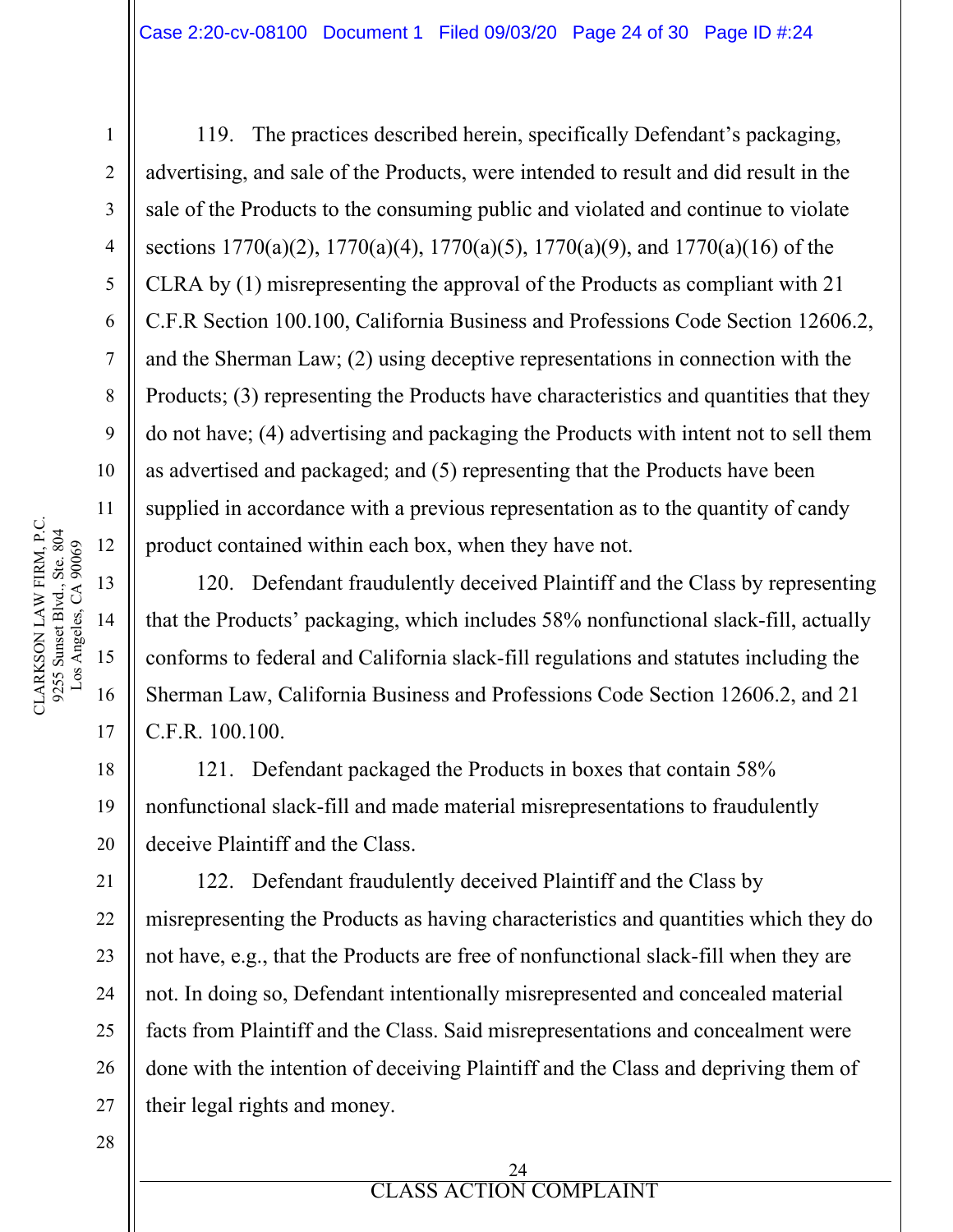119. The practices described herein, specifically Defendant's packaging, advertising, and sale of the Products, were intended to result and did result in the sale of the Products to the consuming public and violated and continue to violate sections 1770(a)(2), 1770(a)(4), 1770(a)(5), 1770(a)(9), and 1770(a)(16) of the CLRA by (1) misrepresenting the approval of the Products as compliant with 21 C.F.R Section 100.100, California Business and Professions Code Section 12606.2, and the Sherman Law; (2) using deceptive representations in connection with the Products; (3) representing the Products have characteristics and quantities that they do not have; (4) advertising and packaging the Products with intent not to sell them as advertised and packaged; and (5) representing that the Products have been supplied in accordance with a previous representation as to the quantity of candy product contained within each box, when they have not.

120. Defendant fraudulently deceived Plaintiff and the Class by representing that the Products' packaging, which includes 58% nonfunctional slack-fill, actually conforms to federal and California slack-fill regulations and statutes including the Sherman Law, California Business and Professions Code Section 12606.2, and 21 C.F.R. 100.100.

121. Defendant packaged the Products in boxes that contain 58% nonfunctional slack-fill and made material misrepresentations to fraudulently deceive Plaintiff and the Class.

122. Defendant fraudulently deceived Plaintiff and the Class by misrepresenting the Products as having characteristics and quantities which they do not have, e.g., that the Products are free of nonfunctional slack-fill when they are not. In doing so, Defendant intentionally misrepresented and concealed material facts from Plaintiff and the Class. Said misrepresentations and concealment were done with the intention of deceiving Plaintiff and the Class and depriving them of their legal rights and money.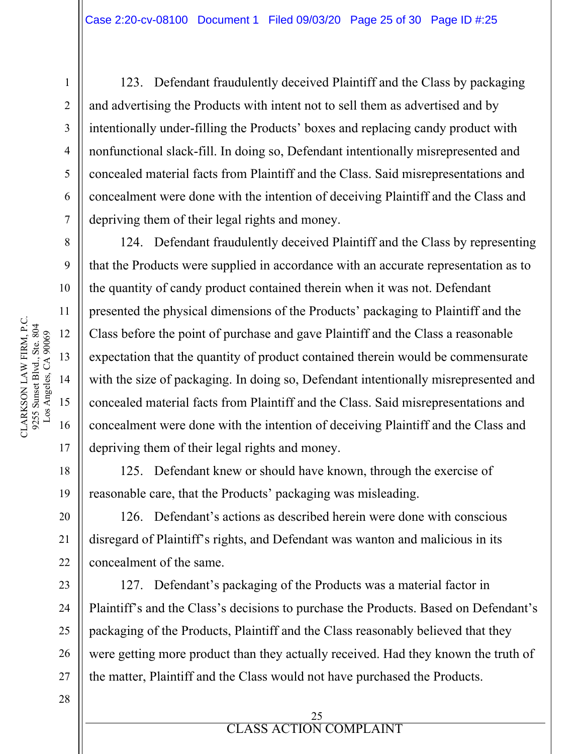123. Defendant fraudulently deceived Plaintiff and the Class by packaging and advertising the Products with intent not to sell them as advertised and by intentionally under-filling the Products' boxes and replacing candy product with nonfunctional slack-fill. In doing so, Defendant intentionally misrepresented and concealed material facts from Plaintiff and the Class. Said misrepresentations and concealment were done with the intention of deceiving Plaintiff and the Class and depriving them of their legal rights and money.

124. Defendant fraudulently deceived Plaintiff and the Class by representing that the Products were supplied in accordance with an accurate representation as to the quantity of candy product contained therein when it was not. Defendant presented the physical dimensions of the Products' packaging to Plaintiff and the Class before the point of purchase and gave Plaintiff and the Class a reasonable expectation that the quantity of product contained therein would be commensurate with the size of packaging. In doing so, Defendant intentionally misrepresented and concealed material facts from Plaintiff and the Class. Said misrepresentations and concealment were done with the intention of deceiving Plaintiff and the Class and depriving them of their legal rights and money.

125. Defendant knew or should have known, through the exercise of reasonable care, that the Products' packaging was misleading.

126. Defendant's actions as described herein were done with conscious disregard of Plaintiff's rights, and Defendant was wanton and malicious in its concealment of the same.

127. Defendant's packaging of the Products was a material factor in Plaintiff's and the Class's decisions to purchase the Products. Based on Defendant's packaging of the Products, Plaintiff and the Class reasonably believed that they were getting more product than they actually received. Had they known the truth of the matter, Plaintiff and the Class would not have purchased the Products.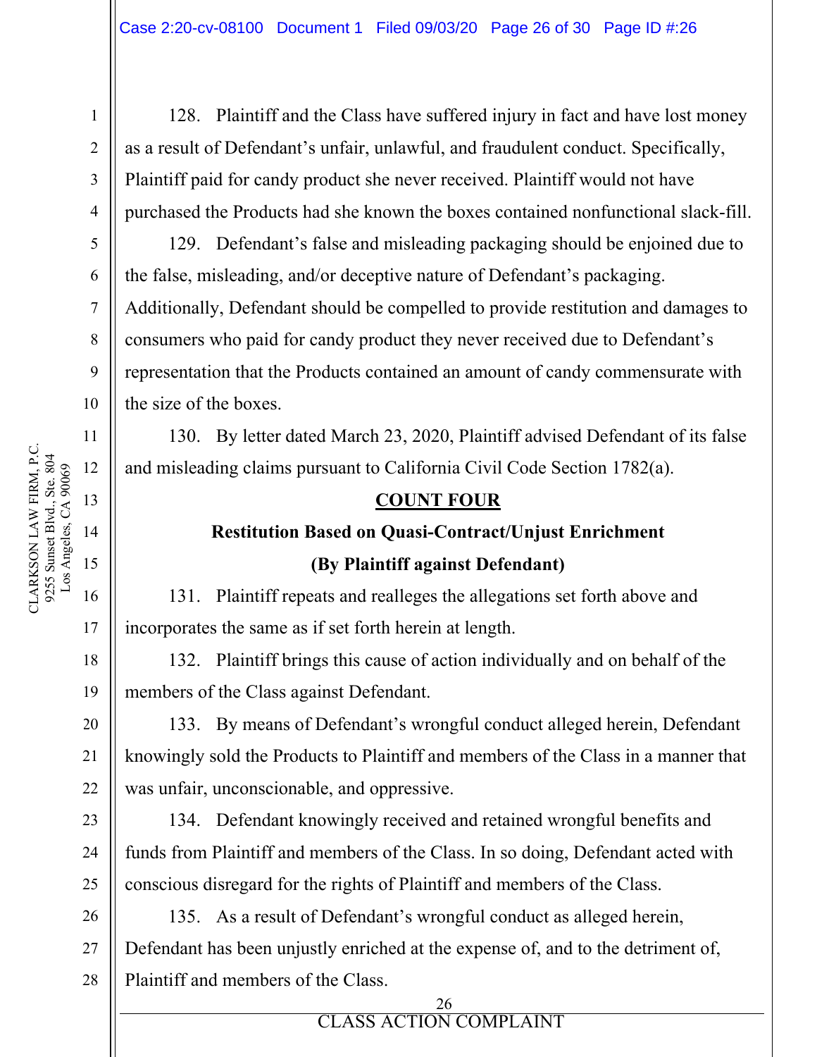128. Plaintiff and the Class have suffered injury in fact and have lost money as a result of Defendant's unfair, unlawful, and fraudulent conduct. Specifically, Plaintiff paid for candy product she never received. Plaintiff would not have purchased the Products had she known the boxes contained nonfunctional slack-fill.

129. Defendant's false and misleading packaging should be enjoined due to the false, misleading, and/or deceptive nature of Defendant's packaging. Additionally, Defendant should be compelled to provide restitution and damages to consumers who paid for candy product they never received due to Defendant's representation that the Products contained an amount of candy commensurate with the size of the boxes.

130. By letter dated March 23, 2020, Plaintiff advised Defendant of its false and misleading claims pursuant to California Civil Code Section 1782(a).

## COUNT FOUR

### Restitution Based on Quasi-Contract/Unjust Enrichment

### (By Plaintiff against Defendant)

131. Plaintiff repeats and realleges the allegations set forth above and incorporates the same as if set forth herein at length.

132. Plaintiff brings this cause of action individually and on behalf of the members of the Class against Defendant.

133. By means of Defendant's wrongful conduct alleged herein, Defendant knowingly sold the Products to Plaintiff and members of the Class in a manner that was unfair, unconscionable, and oppressive.

134. Defendant knowingly received and retained wrongful benefits and funds from Plaintiff and members of the Class. In so doing, Defendant acted with conscious disregard for the rights of Plaintiff and members of the Class.

135. As a result of Defendant's wrongful conduct as alleged herein, Defendant has been unjustly enriched at the expense of, and to the detriment of, Plaintiff and members of the Class.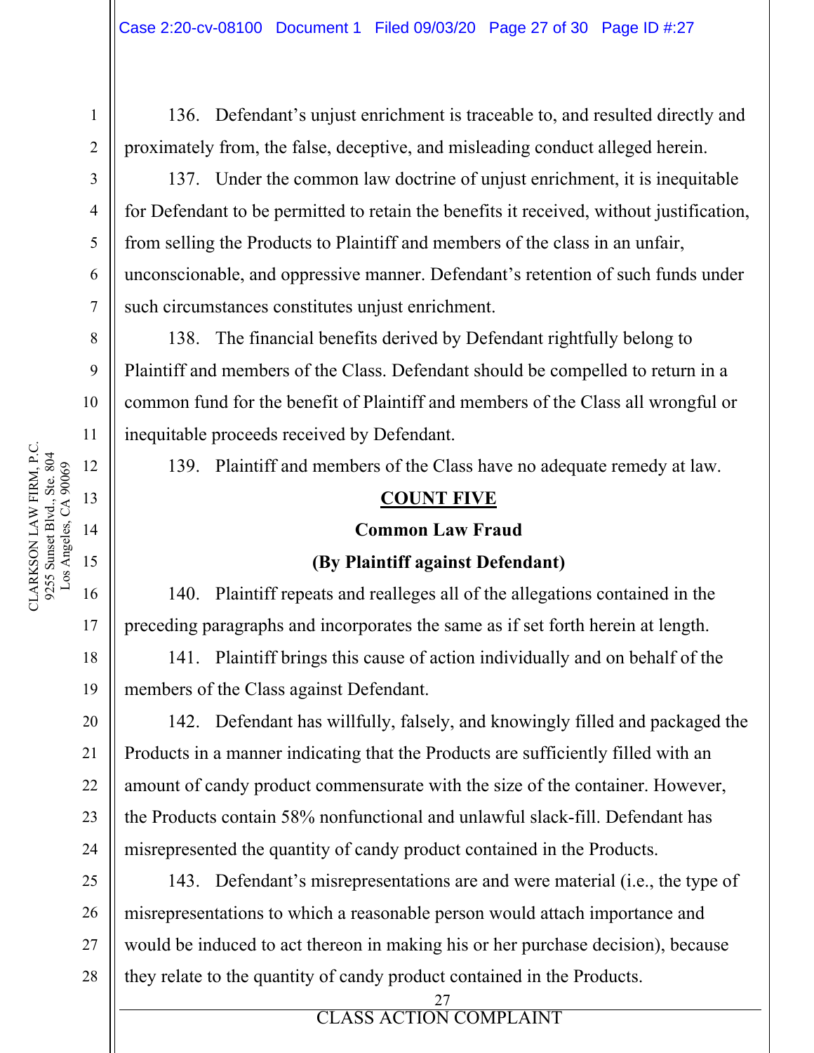136. Defendant's unjust enrichment is traceable to, and resulted directly and proximately from, the false, deceptive, and misleading conduct alleged herein.

137. Under the common law doctrine of unjust enrichment, it is inequitable for Defendant to be permitted to retain the benefits it received, without justification, from selling the Products to Plaintiff and members of the class in an unfair, unconscionable, and oppressive manner. Defendant's retention of such funds under such circumstances constitutes unjust enrichment.

138. The financial benefits derived by Defendant rightfully belong to Plaintiff and members of the Class. Defendant should be compelled to return in a common fund for the benefit of Plaintiff and members of the Class all wrongful or inequitable proceeds received by Defendant.

139. Plaintiff and members of the Class have no adequate remedy at law.

**COUNT FIVE**

**Common Law Fraud**

**(By Plaintiff against Defendant)**

140. Plaintiff repeats and realleges all of the allegations contained in the preceding paragraphs and incorporates the same as if set forth herein at length.

141. Plaintiff brings this cause of action individually and on behalf of the members of the Class against Defendant.

142. Defendant has willfully, falsely, and knowingly filled and packaged the Products in a manner indicating that the Products are sufficiently filled with an amount of candy product commensurate with the size of the container. However, the Products contain 58% nonfunctional and unlawful slack-fill. Defendant has misrepresented the quantity of candy product contained in the Products.

143. Defendant's misrepresentations are and were material (i.e., the type of misrepresentations to which a reasonable person would attach importance and would be induced to act thereon in making his or her purchase decision), because they relate to the quantity of candy product contained in the Products.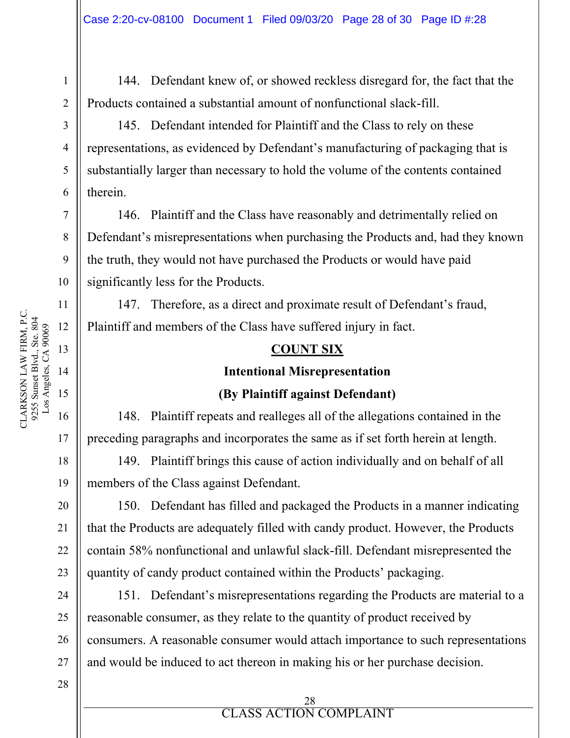144. Defendant knew of, or showed reckless disregard for, the fact that the Products contained a substantial amount of nonfunctional slack-fill.

145. Defendant intended for Plaintiff and the Class to rely on these representations, as evidenced by Defendant's manufacturing of packaging that is substantially larger than necessary to hold the volume of the contents contained therein.

146. Plaintiff and the Class have reasonably and detrimentally relied on Defendant's misrepresentations when purchasing the Products and, had they known the truth, they would not have purchased the Products or would have paid significantly less for the Products.

147. Therefore, as a direct and proximate result of Defendant's fraud, Plaintiff and members of the Class have suffered injury in fact.

## COUNT SIX

### Intentional Misrepresentation

### (By Plaintiff against Defendant)

148. Plaintiff repeats and realleges all of the allegations contained in the preceding paragraphs and incorporates the same as if set forth herein at length.

149. Plaintiff brings this cause of action individually and on behalf of all members of the Class against Defendant.

150. Defendant has filled and packaged the Products in a manner indicating that the Products are adequately filled with candy product. However, the Products contain 58% nonfunctional and unlawful slack-fill. Defendant misrepresented the quantity of candy product contained within the Products' packaging.

151. Defendant's misrepresentations regarding the Products are material to a reasonable consumer, as they relate to the quantity of product received by consumers. A reasonable consumer would attach importance to such representations and would be induced to act thereon in making his or her purchase decision.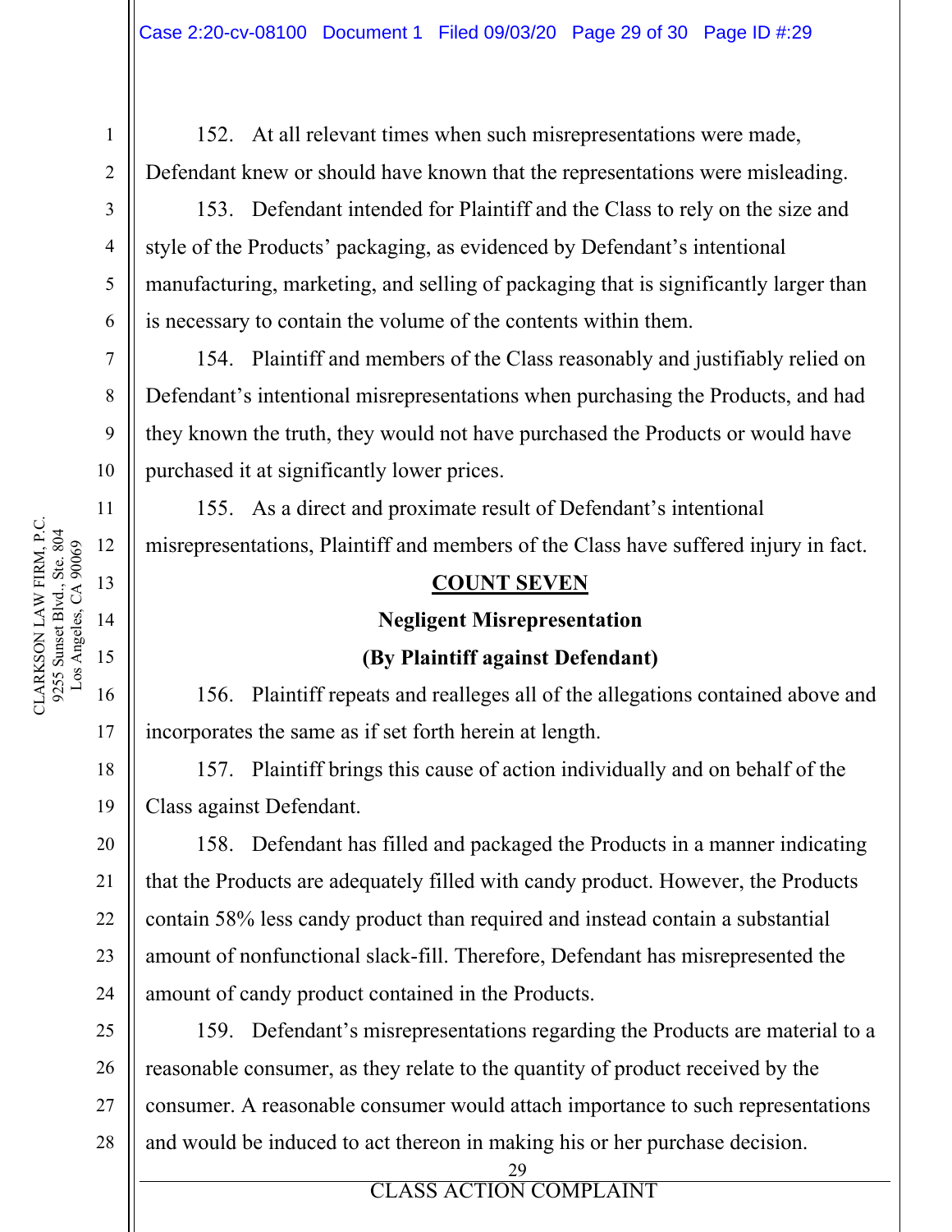152. At all relevant times when such misrepresentations were made, Defendant knew or should have known that the representations were misleading.

153. Defendant intended for Plaintiff and the Class to rely on the size and style of the Products' packaging, as evidenced by Defendant's intentional manufacturing, marketing, and selling of packaging that is significantly larger than is necessary to contain the volume of the contents within them.

154. Plaintiff and members of the Class reasonably and justifiably relied on Defendant's intentional misrepresentations when purchasing the Products, and had they known the truth, they would not have purchased the Products or would have purchased it at significantly lower prices.

155. As a direct and proximate result of Defendant's intentional misrepresentations, Plaintiff and members of the Class have suffered injury in fact.

**COUNT SEVEN**

**Negligent Misrepresentation**

**(By Plaintiff against Defendant)**

156. Plaintiff repeats and realleges all of the allegations contained above and incorporates the same as if set forth herein at length.

157. Plaintiff brings this cause of action individually and on behalf of the Class against Defendant.

158. Defendant has filled and packaged the Products in a manner indicating that the Products are adequately filled with candy product. However, the Products contain 58% less candy product than required and instead contain a substantial amount of nonfunctional slack-fill. Therefore, Defendant has misrepresented the amount of candy product contained in the Products.

159. Defendant's misrepresentations regarding the Products are material to a reasonable consumer, as they relate to the quantity of product received by the consumer. A reasonable consumer would attach importance to such representations and would be induced to act thereon in making his or her purchase decision.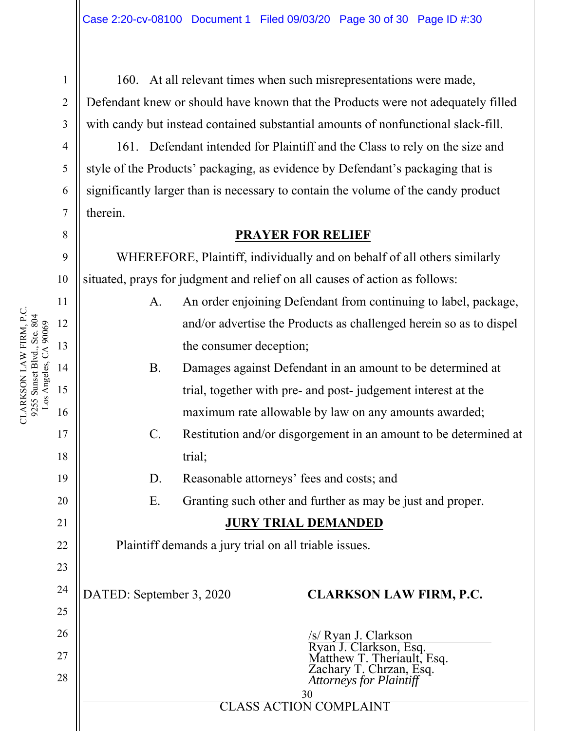160. At all relevant times when such misrepresentations were made, Defendant knew or should have known that the Products were not adequately filled with candy but instead contained substantial amounts of nonfunctional slack-fill.

161. Defendant intended for Plaintiff and the Class to rely on the size and style of the Products' packaging, as evidence by Defendant's packaging that is significantly larger than is necessary to contain the volume of the candy product therein.

## PRAYER FOR RELIEF

WHEREFORE, Plaintiff, individually and on behalf of all others similarly situated, prays for judgment and relief on all causes of action as follows:

A. An order enjoining Defendant from continuing to label, package, and/or advertise the Products as challenged herein so as to dispel the consumer deception;

B. Damages against Defendant in an amount to be determined at trial, together with pre- and post- judgement interest at the maximum rate allowable by law on any amounts awarded;

C. Restitution and/or disgorgement in an amount to be determined at trial;

D. Reasonable attorneys' fees and costs; and

E. Granting such other and further as may be just and proper.

## JURY TRIAL DEMANDED

Plaintiff demands a jury trial on all triable issues.

DATED: September 3, 2020

**CLARKSON LAW FIRM, P.C.**

/s/ Ryan J. Clarkson
Ryan J. Clarkson, Esq.
Matthew T. Theriault, Esq.
Zachary T. Chrzan, Esq.
*Attorneys for Plaintiff*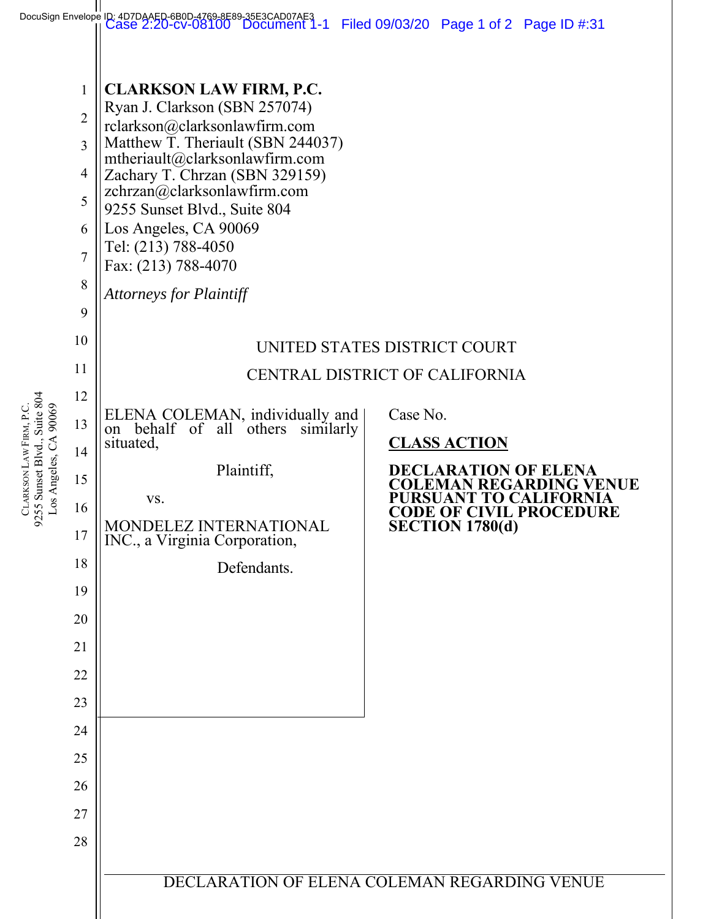**CLARKSON LAW FIRM, P.C.**
Ryan J. Clarkson (SBN 257074)
rclarkson@clarksonlawfirm.com
Matthew T. Theriault (SBN 244037)
mtheriault@clarksonlawfirm.com
Zachary T. Chrzan (SBN 329159)
zchrzan@clarksonlawfirm.com
9255 Sunset Blvd., Suite 804
Los Angeles, CA 90069
Tel: (213) 788-4050
Fax: (213) 788-4070

*Attorneys for Plaintiff*

UNITED STATES DISTRICT COURT

CENTRAL DISTRICT OF CALIFORNIA

ELENA COLEMAN, individually and on behalf of all others similarly situated,

Plaintiff,

vs.

MONDELEZ INTERNATIONAL INC., a Virginia Corporation,

Defendants.

Case No.

**CLASS ACTION**

**DECLARATION OF ELENA COLEMAN REGARDING VENUE PURSUANT TO CALIFORNIA CODE OF CIVIL PROCEDURE SECTION 1780(d)**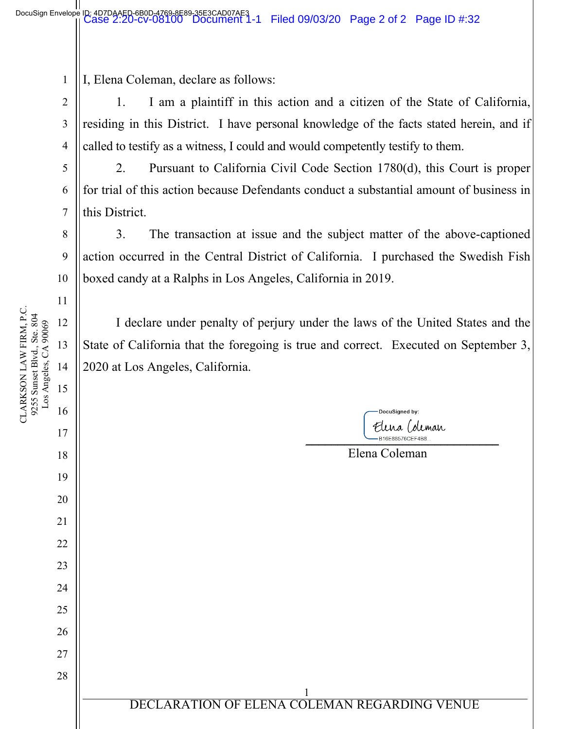I, Elena Coleman, declare as follows:

1. I am a plaintiff in this action and a citizen of the State of California, residing in this District. I have personal knowledge of the facts stated herein, and if called to testify as a witness, I could and would competently testify to them.

2. Pursuant to California Civil Code Section 1780(d), this Court is proper for trial of this action because Defendants conduct a substantial amount of business in this District.

3. The transaction at issue and the subject matter of the above-captioned action occurred in the Central District of California. I purchased the Swedish Fish boxed candy at a Ralphs in Los Angeles, California in 2019.

I declare under penalty of perjury under the laws of the United States and the State of California that the foregoing is true and correct. Executed on September 3, 2020 at Los Angeles, California.

DocuSigned by:
Elena Coleman
B16E88576CEF4B8...

Elena Coleman

DECLARATION OF ELENA COLEMAN REGARDING VENUE